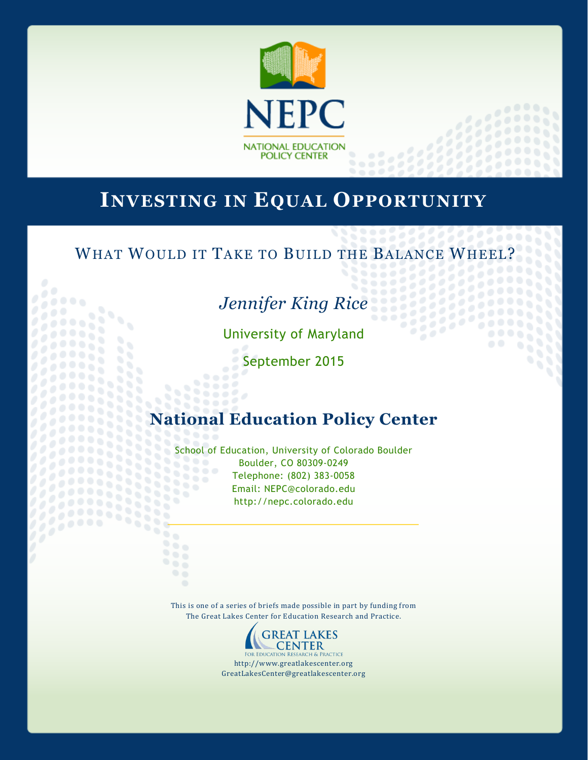NEPC

NATIONAL EDUCATION POLICY CENTER

# Investing in Equal Opportunity

## What Would it Take to Build the Balance Wheel?

*Jennifer King Rice*

University of Maryland

September 2015

**National Education Policy Center**

School of Education, University of Colorado Boulder
Boulder, CO 80309-0249
Telephone: (802) 383-0058
Email: NEPC@colorado.edu
http://nepc.colorado.edu

---

This is one of a series of briefs made possible in part by funding from
The Great Lakes Center for Education Research and Practice.

GREAT LAKES CENTER
For Education Research & Practice
http://www.greatlakescenter.org
GreatLakesCenter@greatlakescenter.org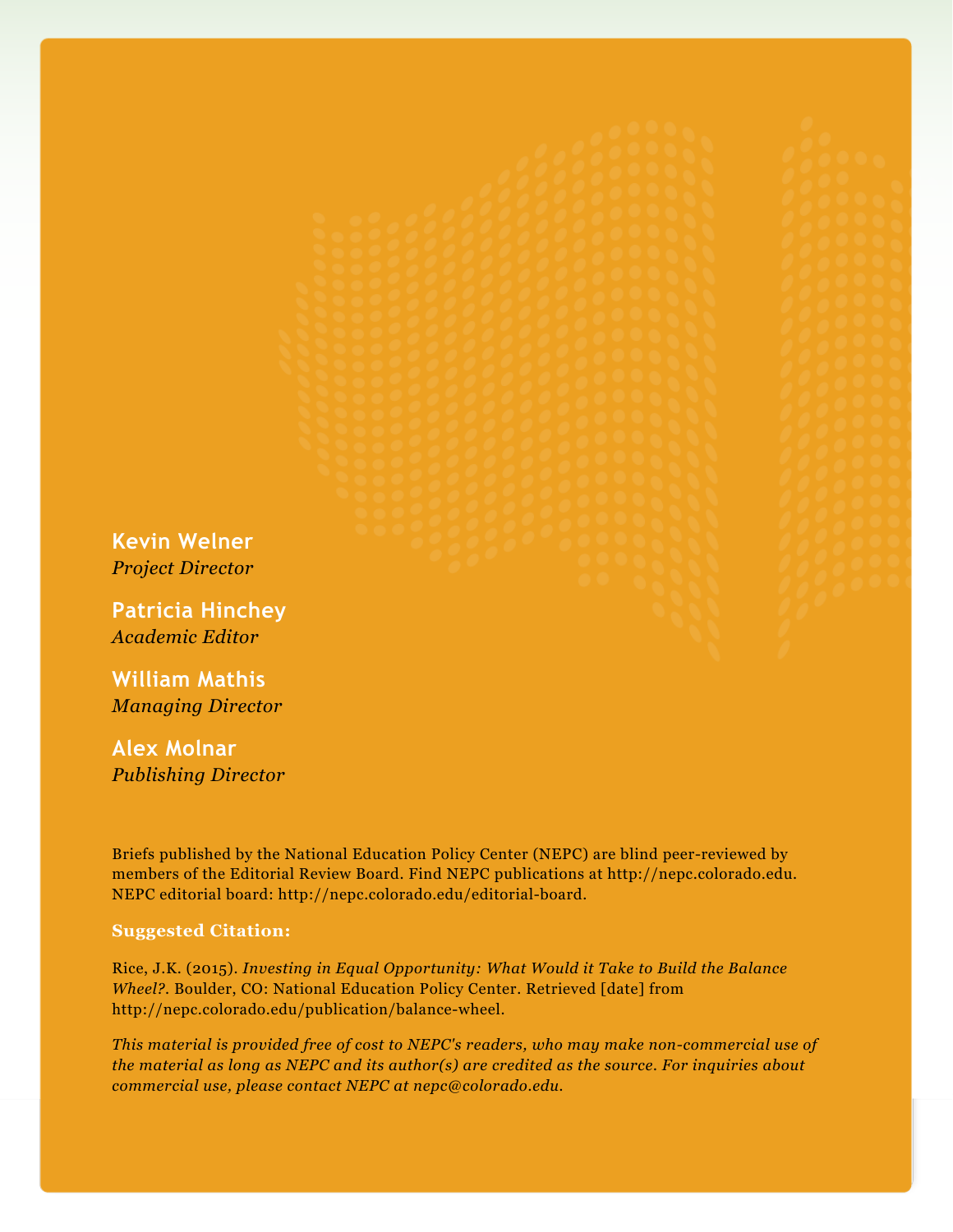**Kevin Welner**
*Project Director*

**Patricia Hinchey**
*Academic Editor*

**William Mathis**
*Managing Director*

**Alex Molnar**
*Publishing Director*

Briefs published by the National Education Policy Center (NEPC) are blind peer-reviewed by members of the Editorial Review Board. Find NEPC publications at http://nepc.colorado.edu. NEPC editorial board: http://nepc.colorado.edu/editorial-board.

**Suggested Citation:**

Rice, J.K. (2015). *Investing in Equal Opportunity: What Would it Take to Build the Balance Wheel?*. Boulder, CO: National Education Policy Center. Retrieved [date] from http://nepc.colorado.edu/publication/balance-wheel.

*This material is provided free of cost to NEPC's readers, who may make non-commercial use of the material as long as NEPC and its author(s) are credited as the source. For inquiries about commercial use, please contact NEPC at nepc@colorado.edu.*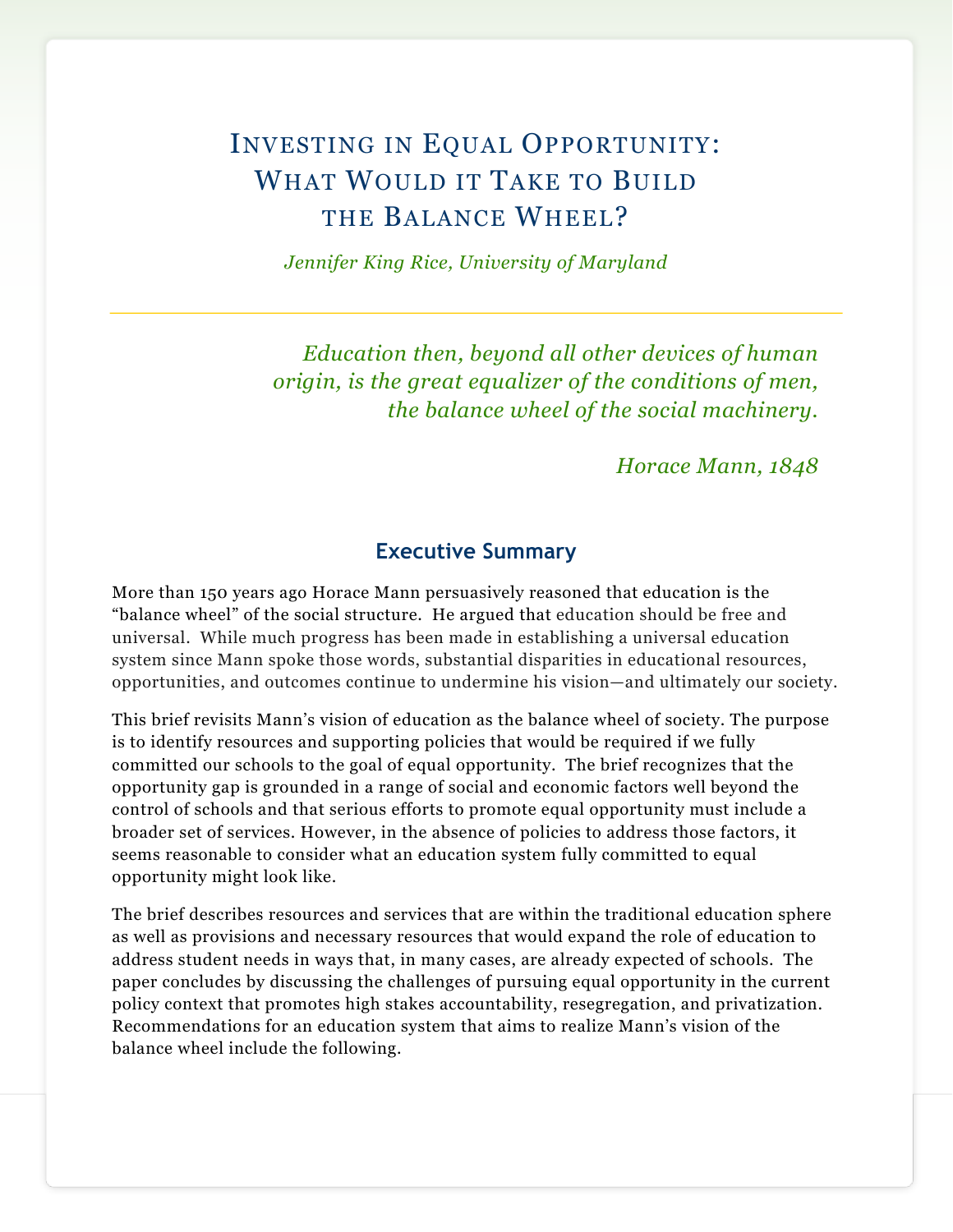# Investing in Equal Opportunity: What Would it Take to Build the Balance Wheel?

*Jennifer King Rice, University of Maryland*

> *Education then, beyond all other devices of human origin, is the great equalizer of the conditions of men, the balance wheel of the social machinery.*
>
> *Horace Mann, 1848*

## Executive Summary

More than 150 years ago Horace Mann persuasively reasoned that education is the "balance wheel" of the social structure. He argued that education should be free and universal. While much progress has been made in establishing a universal education system since Mann spoke those words, substantial disparities in educational resources, opportunities, and outcomes continue to undermine his vision—and ultimately our society.

This brief revisits Mann's vision of education as the balance wheel of society. The purpose is to identify resources and supporting policies that would be required if we fully committed our schools to the goal of equal opportunity. The brief recognizes that the opportunity gap is grounded in a range of social and economic factors well beyond the control of schools and that serious efforts to promote equal opportunity must include a broader set of services. However, in the absence of policies to address those factors, it seems reasonable to consider what an education system fully committed to equal opportunity might look like.

The brief describes resources and services that are within the traditional education sphere as well as provisions and necessary resources that would expand the role of education to address student needs in ways that, in many cases, are already expected of schools. The paper concludes by discussing the challenges of pursuing equal opportunity in the current policy context that promotes high stakes accountability, resegregation, and privatization. Recommendations for an education system that aims to realize Mann's vision of the balance wheel include the following.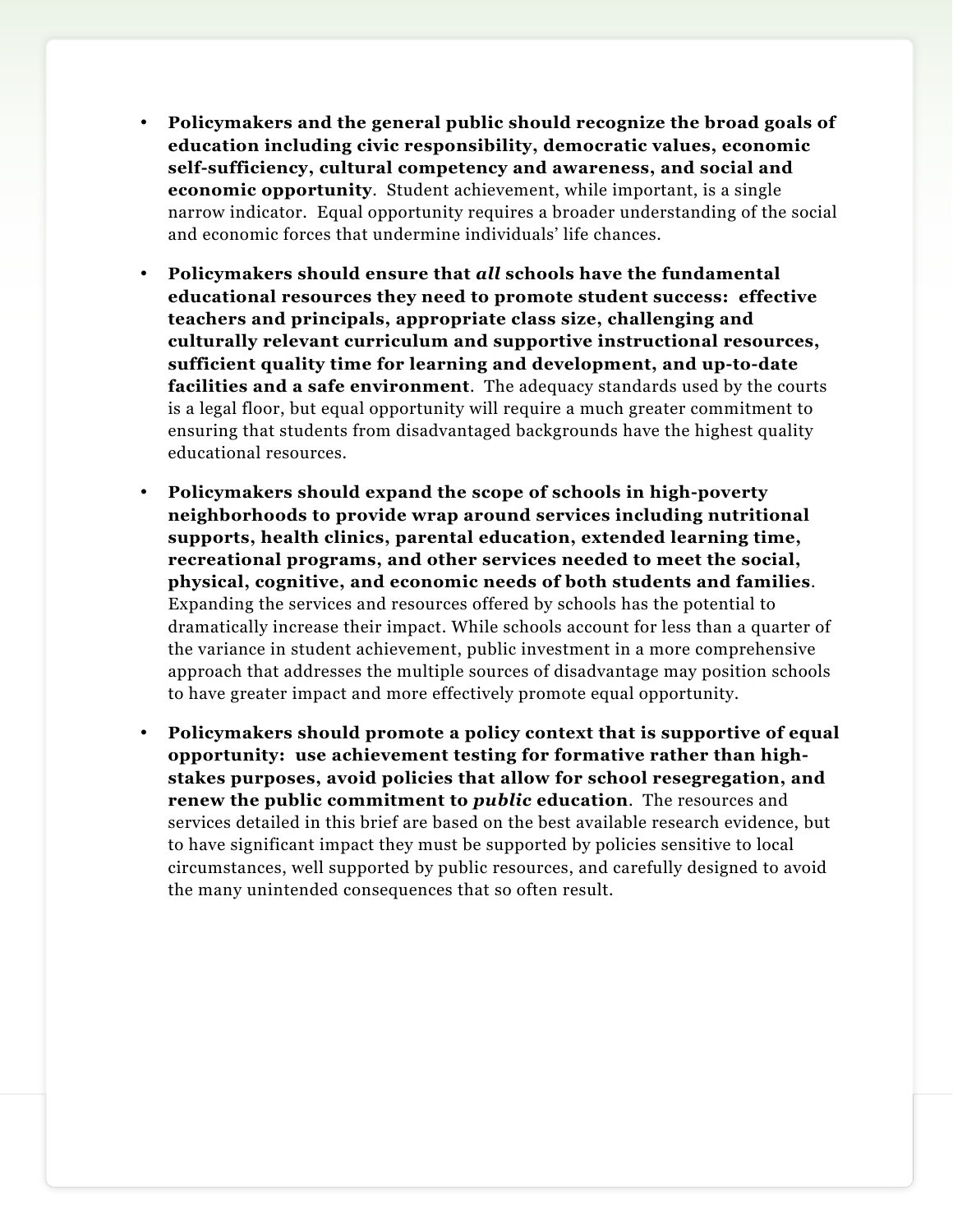- **Policymakers and the general public should recognize the broad goals of education including civic responsibility, democratic values, economic self-sufficiency, cultural competency and awareness, and social and economic opportunity**. Student achievement, while important, is a single narrow indicator. Equal opportunity requires a broader understanding of the social and economic forces that undermine individuals' life chances.

- **Policymakers should ensure that *all* schools have the fundamental educational resources they need to promote student success: effective teachers and principals, appropriate class size, challenging and culturally relevant curriculum and supportive instructional resources, sufficient quality time for learning and development, and up-to-date facilities and a safe environment**. The adequacy standards used by the courts is a legal floor, but equal opportunity will require a much greater commitment to ensuring that students from disadvantaged backgrounds have the highest quality educational resources.

- **Policymakers should expand the scope of schools in high-poverty neighborhoods to provide wrap around services including nutritional supports, health clinics, parental education, extended learning time, recreational programs, and other services needed to meet the social, physical, cognitive, and economic needs of both students and families**. Expanding the services and resources offered by schools has the potential to dramatically increase their impact. While schools account for less than a quarter of the variance in student achievement, public investment in a more comprehensive approach that addresses the multiple sources of disadvantage may position schools to have greater impact and more effectively promote equal opportunity.

- **Policymakers should promote a policy context that is supportive of equal opportunity: use achievement testing for formative rather than high-stakes purposes, avoid policies that allow for school resegregation, and renew the public commitment to *public* education**. The resources and services detailed in this brief are based on the best available research evidence, but to have significant impact they must be supported by policies sensitive to local circumstances, well supported by public resources, and carefully designed to avoid the many unintended consequences that so often result.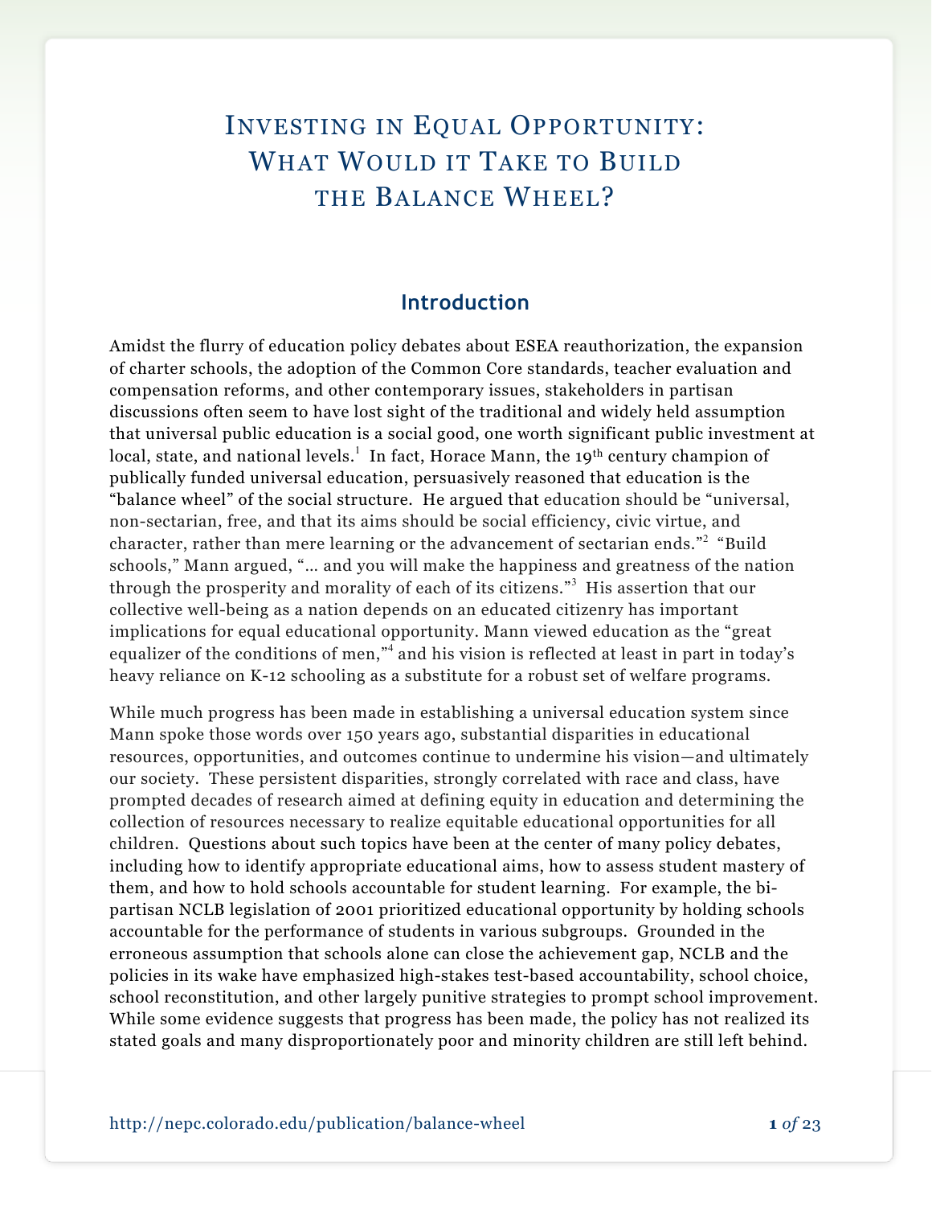# Investing in Equal Opportunity: What Would it Take to Build the Balance Wheel?

## Introduction

Amidst the flurry of education policy debates about ESEA reauthorization, the expansion of charter schools, the adoption of the Common Core standards, teacher evaluation and compensation reforms, and other contemporary issues, stakeholders in partisan discussions often seem to have lost sight of the traditional and widely held assumption that universal public education is a social good, one worth significant public investment at local, state, and national levels.[1] In fact, Horace Mann, the 19th century champion of publically funded universal education, persuasively reasoned that education is the "balance wheel" of the social structure. He argued that education should be "universal, non-sectarian, free, and that its aims should be social efficiency, civic virtue, and character, rather than mere learning or the advancement of sectarian ends."[2] "Build schools," Mann argued, "… and you will make the happiness and greatness of the nation through the prosperity and morality of each of its citizens."[3] His assertion that our collective well-being as a nation depends on an educated citizenry has important implications for equal educational opportunity. Mann viewed education as the "great equalizer of the conditions of men,"[4] and his vision is reflected at least in part in today's heavy reliance on K-12 schooling as a substitute for a robust set of welfare programs.

While much progress has been made in establishing a universal education system since Mann spoke those words over 150 years ago, substantial disparities in educational resources, opportunities, and outcomes continue to undermine his vision—and ultimately our society. These persistent disparities, strongly correlated with race and class, have prompted decades of research aimed at defining equity in education and determining the collection of resources necessary to realize equitable educational opportunities for all children. Questions about such topics have been at the center of many policy debates, including how to identify appropriate educational aims, how to assess student mastery of them, and how to hold schools accountable for student learning. For example, the bi-partisan NCLB legislation of 2001 prioritized educational opportunity by holding schools accountable for the performance of students in various subgroups. Grounded in the erroneous assumption that schools alone can close the achievement gap, NCLB and the policies in its wake have emphasized high-stakes test-based accountability, school choice, school reconstitution, and other largely punitive strategies to prompt school improvement. While some evidence suggests that progress has been made, the policy has not realized its stated goals and many disproportionately poor and minority children are still left behind.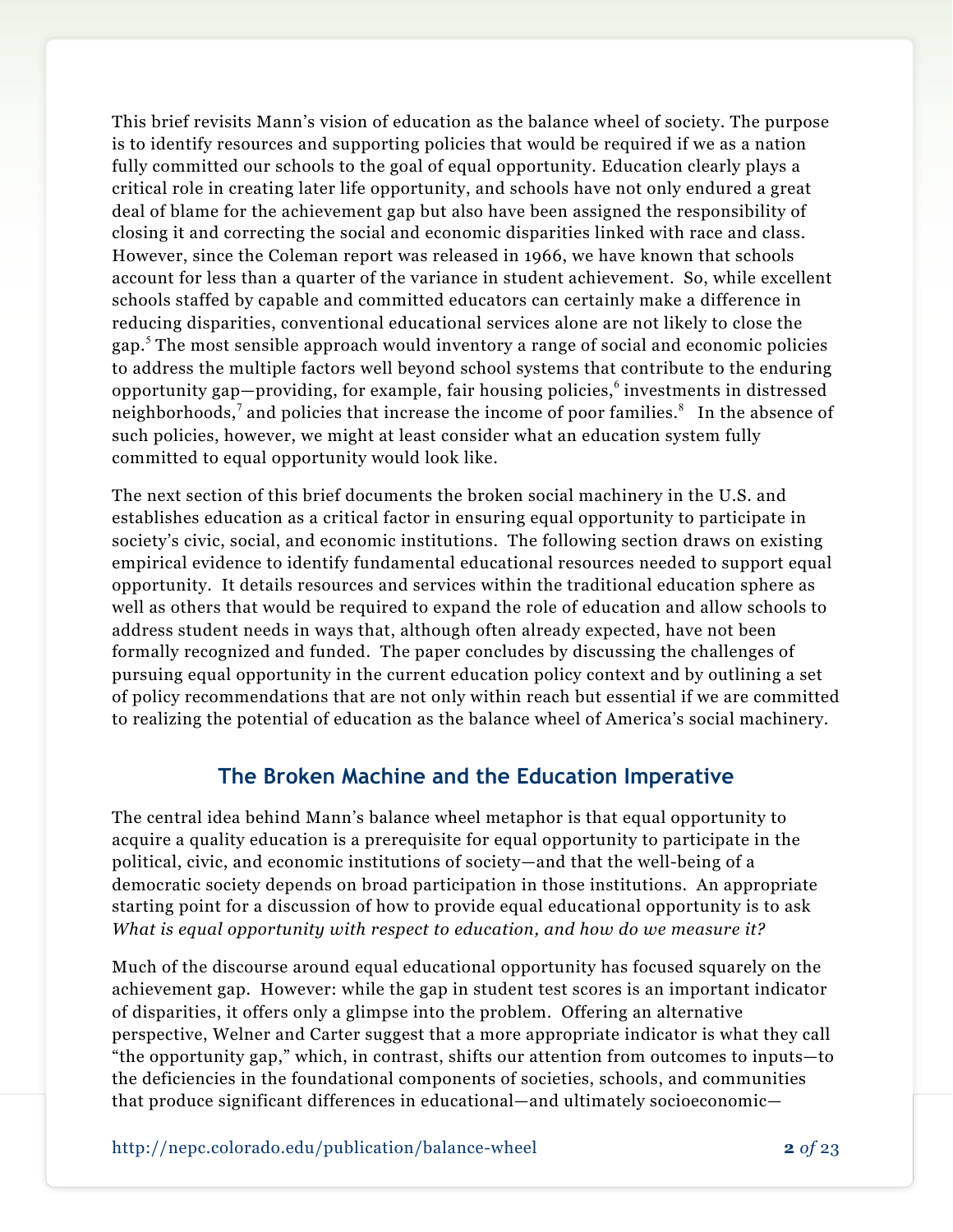This brief revisits Mann's vision of education as the balance wheel of society. The purpose is to identify resources and supporting policies that would be required if we as a nation fully committed our schools to the goal of equal opportunity. Education clearly plays a critical role in creating later life opportunity, and schools have not only endured a great deal of blame for the achievement gap but also have been assigned the responsibility of closing it and correcting the social and economic disparities linked with race and class. However, since the Coleman report was released in 1966, we have known that schools account for less than a quarter of the variance in student achievement. So, while excellent schools staffed by capable and committed educators can certainly make a difference in reducing disparities, conventional educational services alone are not likely to close the gap.[5] The most sensible approach would inventory a range of social and economic policies to address the multiple factors well beyond school systems that contribute to the enduring opportunity gap—providing, for example, fair housing policies,[6] investments in distressed neighborhoods,[7] and policies that increase the income of poor families.[8] In the absence of such policies, however, we might at least consider what an education system fully committed to equal opportunity would look like.

The next section of this brief documents the broken social machinery in the U.S. and establishes education as a critical factor in ensuring equal opportunity to participate in society's civic, social, and economic institutions. The following section draws on existing empirical evidence to identify fundamental educational resources needed to support equal opportunity. It details resources and services within the traditional education sphere as well as others that would be required to expand the role of education and allow schools to address student needs in ways that, although often already expected, have not been formally recognized and funded. The paper concludes by discussing the challenges of pursuing equal opportunity in the current education policy context and by outlining a set of policy recommendations that are not only within reach but essential if we are committed to realizing the potential of education as the balance wheel of America's social machinery.

## The Broken Machine and the Education Imperative

The central idea behind Mann's balance wheel metaphor is that equal opportunity to acquire a quality education is a prerequisite for equal opportunity to participate in the political, civic, and economic institutions of society—and that the well-being of a democratic society depends on broad participation in those institutions. An appropriate starting point for a discussion of how to provide equal educational opportunity is to ask *What is equal opportunity with respect to education, and how do we measure it?*

Much of the discourse around equal educational opportunity has focused squarely on the achievement gap. However: while the gap in student test scores is an important indicator of disparities, it offers only a glimpse into the problem. Offering an alternative perspective, Welner and Carter suggest that a more appropriate indicator is what they call "the opportunity gap," which, in contrast, shifts our attention from outcomes to inputs—to the deficiencies in the foundational components of societies, schools, and communities that produce significant differences in educational—and ultimately socioeconomic—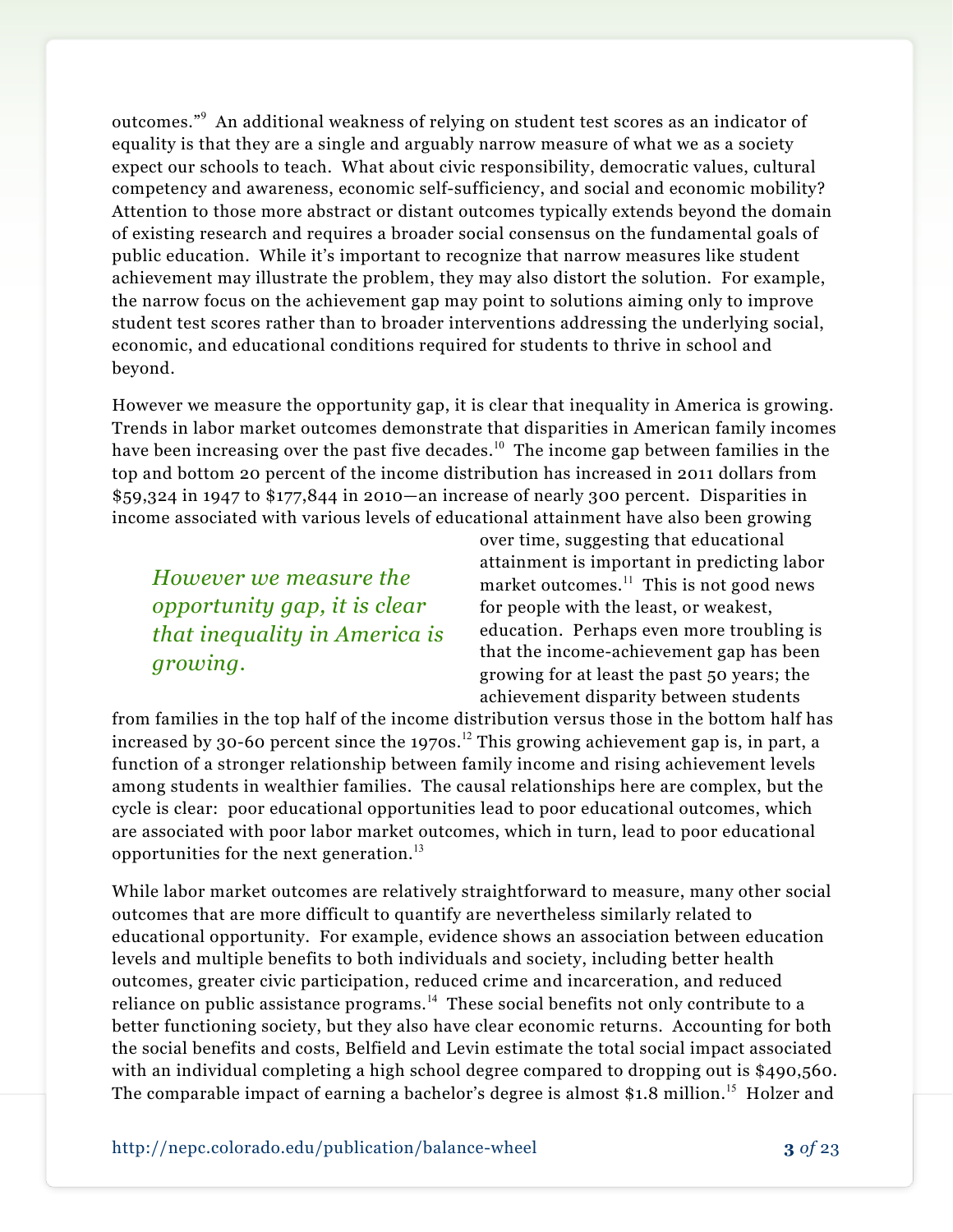outcomes."[9] An additional weakness of relying on student test scores as an indicator of equality is that they are a single and arguably narrow measure of what we as a society expect our schools to teach. What about civic responsibility, democratic values, cultural competency and awareness, economic self-sufficiency, and social and economic mobility? Attention to those more abstract or distant outcomes typically extends beyond the domain of existing research and requires a broader social consensus on the fundamental goals of public education. While it's important to recognize that narrow measures like student achievement may illustrate the problem, they may also distort the solution. For example, the narrow focus on the achievement gap may point to solutions aiming only to improve student test scores rather than to broader interventions addressing the underlying social, economic, and educational conditions required for students to thrive in school and beyond.

However we measure the opportunity gap, it is clear that inequality in America is growing. Trends in labor market outcomes demonstrate that disparities in American family incomes have been increasing over the past five decades.[10] The income gap between families in the top and bottom 20 percent of the income distribution has increased in 2011 dollars from $59,324 in 1947 to $177,844 in 2010—an increase of nearly 300 percent. Disparities in income associated with various levels of educational attainment have also been growing over time, suggesting that educational attainment is important in predicting labor market outcomes.[11] This is not good news for people with the least, or weakest, education. Perhaps even more troubling is that the income-achievement gap has been growing for at least the past 50 years; the achievement disparity between students from families in the top half of the income distribution versus those in the bottom half has increased by 30-60 percent since the 1970s.[12] This growing achievement gap is, in part, a function of a stronger relationship between family income and rising achievement levels among students in wealthier families. The causal relationships here are complex, but the cycle is clear: poor educational opportunities lead to poor educational outcomes, which are associated with poor labor market outcomes, which in turn, lead to poor educational opportunities for the next generation.[13]

> *However we measure the opportunity gap, it is clear that inequality in America is growing.*

While labor market outcomes are relatively straightforward to measure, many other social outcomes that are more difficult to quantify are nevertheless similarly related to educational opportunity. For example, evidence shows an association between education levels and multiple benefits to both individuals and society, including better health outcomes, greater civic participation, reduced crime and incarceration, and reduced reliance on public assistance programs.[14] These social benefits not only contribute to a better functioning society, but they also have clear economic returns. Accounting for both the social benefits and costs, Belfield and Levin estimate the total social impact associated with an individual completing a high school degree compared to dropping out is $490,560. The comparable impact of earning a bachelor's degree is almost $1.8 million.[15] Holzer and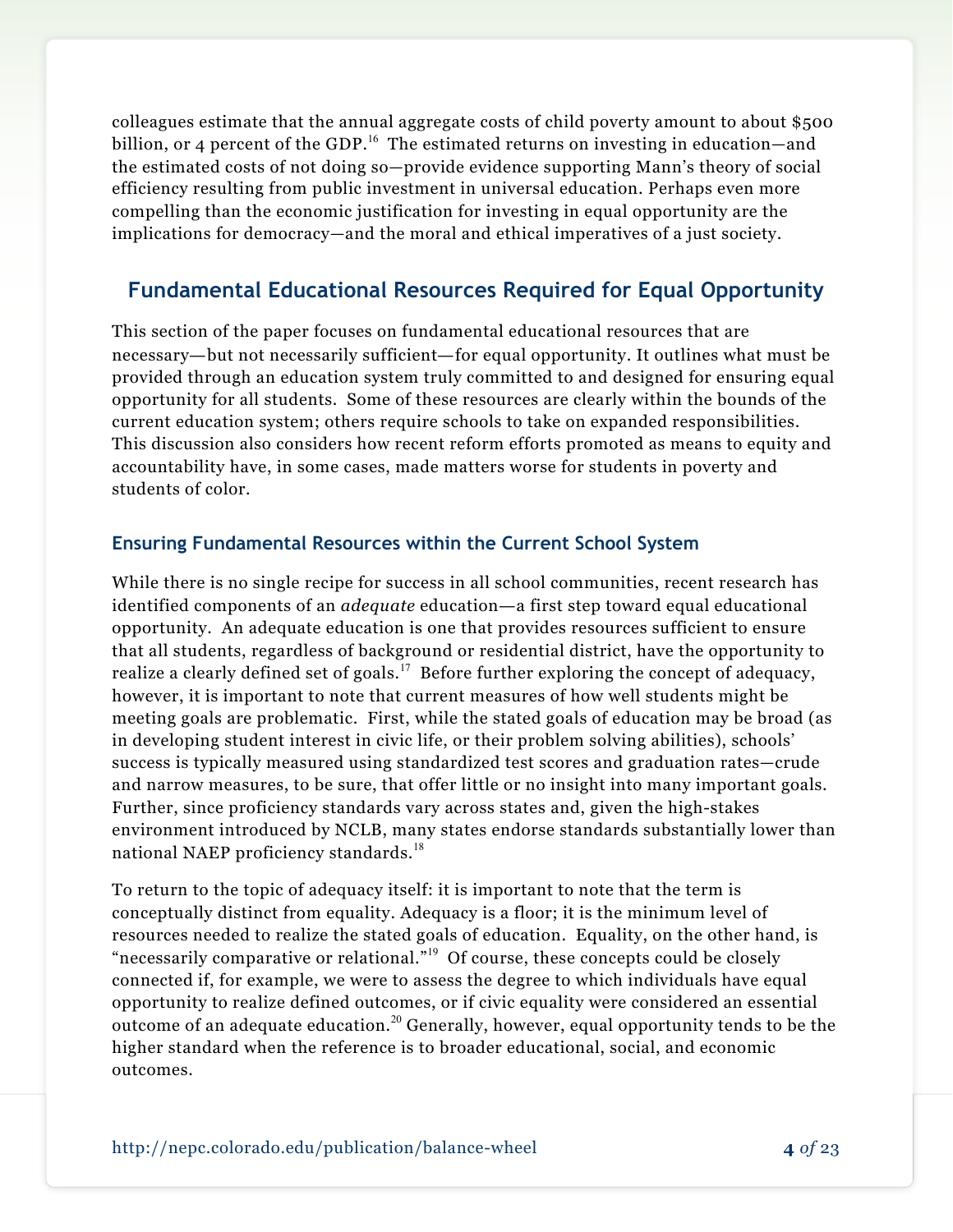colleagues estimate that the annual aggregate costs of child poverty amount to about $500 billion, or 4 percent of the GDP.[16] The estimated returns on investing in education—and the estimated costs of not doing so—provide evidence supporting Mann's theory of social efficiency resulting from public investment in universal education. Perhaps even more compelling than the economic justification for investing in equal opportunity are the implications for democracy—and the moral and ethical imperatives of a just society.

## Fundamental Educational Resources Required for Equal Opportunity

This section of the paper focuses on fundamental educational resources that are necessary—but not necessarily sufficient—for equal opportunity. It outlines what must be provided through an education system truly committed to and designed for ensuring equal opportunity for all students. Some of these resources are clearly within the bounds of the current education system; others require schools to take on expanded responsibilities. This discussion also considers how recent reform efforts promoted as means to equity and accountability have, in some cases, made matters worse for students in poverty and students of color.

### Ensuring Fundamental Resources within the Current School System

While there is no single recipe for success in all school communities, recent research has identified components of an *adequate* education—a first step toward equal educational opportunity. An adequate education is one that provides resources sufficient to ensure that all students, regardless of background or residential district, have the opportunity to realize a clearly defined set of goals.[17] Before further exploring the concept of adequacy, however, it is important to note that current measures of how well students might be meeting goals are problematic. First, while the stated goals of education may be broad (as in developing student interest in civic life, or their problem solving abilities), schools' success is typically measured using standardized test scores and graduation rates—crude and narrow measures, to be sure, that offer little or no insight into many important goals. Further, since proficiency standards vary across states and, given the high-stakes environment introduced by NCLB, many states endorse standards substantially lower than national NAEP proficiency standards.[18]

To return to the topic of adequacy itself: it is important to note that the term is conceptually distinct from equality. Adequacy is a floor; it is the minimum level of resources needed to realize the stated goals of education. Equality, on the other hand, is "necessarily comparative or relational."[19] Of course, these concepts could be closely connected if, for example, we were to assess the degree to which individuals have equal opportunity to realize defined outcomes, or if civic equality were considered an essential outcome of an adequate education.[20] Generally, however, equal opportunity tends to be the higher standard when the reference is to broader educational, social, and economic outcomes.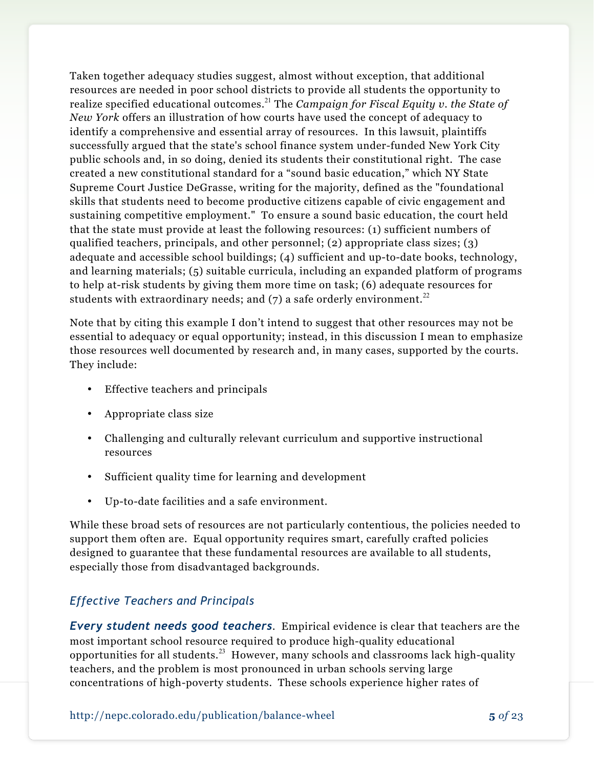Taken together adequacy studies suggest, almost without exception, that additional resources are needed in poor school districts to provide all students the opportunity to realize specified educational outcomes.[21] The *Campaign for Fiscal Equity v. the State of New York* offers an illustration of how courts have used the concept of adequacy to identify a comprehensive and essential array of resources. In this lawsuit, plaintiffs successfully argued that the state's school finance system under-funded New York City public schools and, in so doing, denied its students their constitutional right. The case created a new constitutional standard for a "sound basic education," which NY State Supreme Court Justice DeGrasse, writing for the majority, defined as the "foundational skills that students need to become productive citizens capable of civic engagement and sustaining competitive employment." To ensure a sound basic education, the court held that the state must provide at least the following resources: (1) sufficient numbers of qualified teachers, principals, and other personnel; (2) appropriate class sizes; (3) adequate and accessible school buildings; (4) sufficient and up-to-date books, technology, and learning materials; (5) suitable curricula, including an expanded platform of programs to help at-risk students by giving them more time on task; (6) adequate resources for students with extraordinary needs; and (7) a safe orderly environment.[22]

Note that by citing this example I don't intend to suggest that other resources may not be essential to adequacy or equal opportunity; instead, in this discussion I mean to emphasize those resources well documented by research and, in many cases, supported by the courts. They include:

- Effective teachers and principals
- Appropriate class size
- Challenging and culturally relevant curriculum and supportive instructional resources
- Sufficient quality time for learning and development
- Up-to-date facilities and a safe environment.

While these broad sets of resources are not particularly contentious, the policies needed to support them often are. Equal opportunity requires smart, carefully crafted policies designed to guarantee that these fundamental resources are available to all students, especially those from disadvantaged backgrounds.

### *Effective Teachers and Principals*

***Every student needs good teachers***. Empirical evidence is clear that teachers are the most important school resource required to produce high-quality educational opportunities for all students.[23] However, many schools and classrooms lack high-quality teachers, and the problem is most pronounced in urban schools serving large concentrations of high-poverty students. These schools experience higher rates of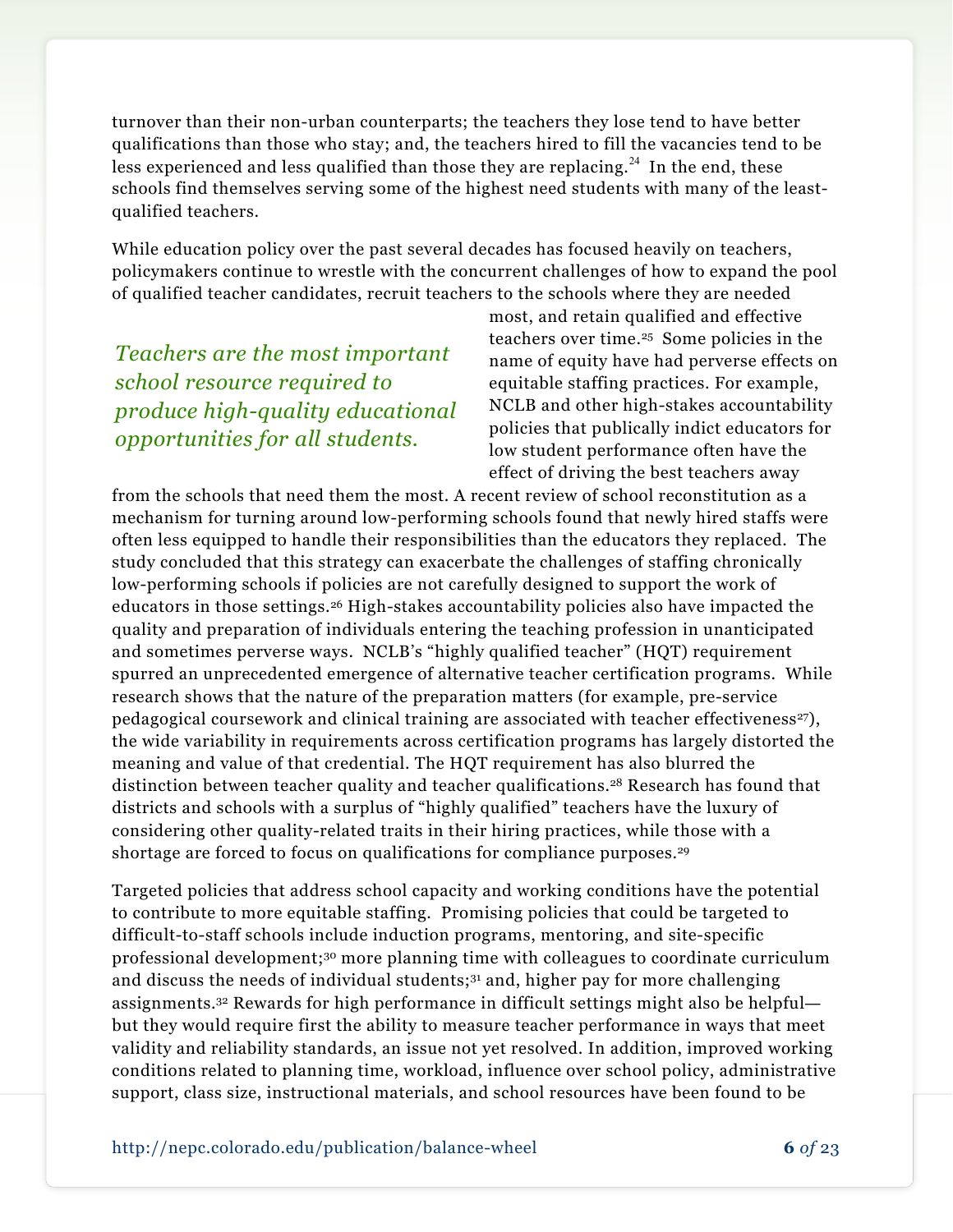turnover than their non-urban counterparts; the teachers they lose tend to have better qualifications than those who stay; and, the teachers hired to fill the vacancies tend to be less experienced and less qualified than those they are replacing.[24] In the end, these schools find themselves serving some of the highest need students with many of the least-qualified teachers.

While education policy over the past several decades has focused heavily on teachers, policymakers continue to wrestle with the concurrent challenges of how to expand the pool of qualified teacher candidates, recruit teachers to the schools where they are needed most, and retain qualified and effective teachers over time.[25] Some policies in the name of equity have had perverse effects on equitable staffing practices. For example, NCLB and other high-stakes accountability policies that publically indict educators for low student performance often have the effect of driving the best teachers away from the schools that need them the most. A recent review of school reconstitution as a mechanism for turning around low-performing schools found that newly hired staffs were often less equipped to handle their responsibilities than the educators they replaced. The study concluded that this strategy can exacerbate the challenges of staffing chronically low-performing schools if policies are not carefully designed to support the work of educators in those settings.[26] High-stakes accountability policies also have impacted the quality and preparation of individuals entering the teaching profession in unanticipated and sometimes perverse ways. NCLB's "highly qualified teacher" (HQT) requirement spurred an unprecedented emergence of alternative teacher certification programs. While research shows that the nature of the preparation matters (for example, pre-service pedagogical coursework and clinical training are associated with teacher effectiveness[27]), the wide variability in requirements across certification programs has largely distorted the meaning and value of that credential. The HQT requirement has also blurred the distinction between teacher quality and teacher qualifications.[28] Research has found that districts and schools with a surplus of "highly qualified" teachers have the luxury of considering other quality-related traits in their hiring practices, while those with a shortage are forced to focus on qualifications for compliance purposes.[29]

*Teachers are the most important school resource required to produce high-quality educational opportunities for all students.*

Targeted policies that address school capacity and working conditions have the potential to contribute to more equitable staffing. Promising policies that could be targeted to difficult-to-staff schools include induction programs, mentoring, and site-specific professional development;[30] more planning time with colleagues to coordinate curriculum and discuss the needs of individual students;[31] and, higher pay for more challenging assignments.[32] Rewards for high performance in difficult settings might also be helpful—but they would require first the ability to measure teacher performance in ways that meet validity and reliability standards, an issue not yet resolved. In addition, improved working conditions related to planning time, workload, influence over school policy, administrative support, class size, instructional materials, and school resources have been found to be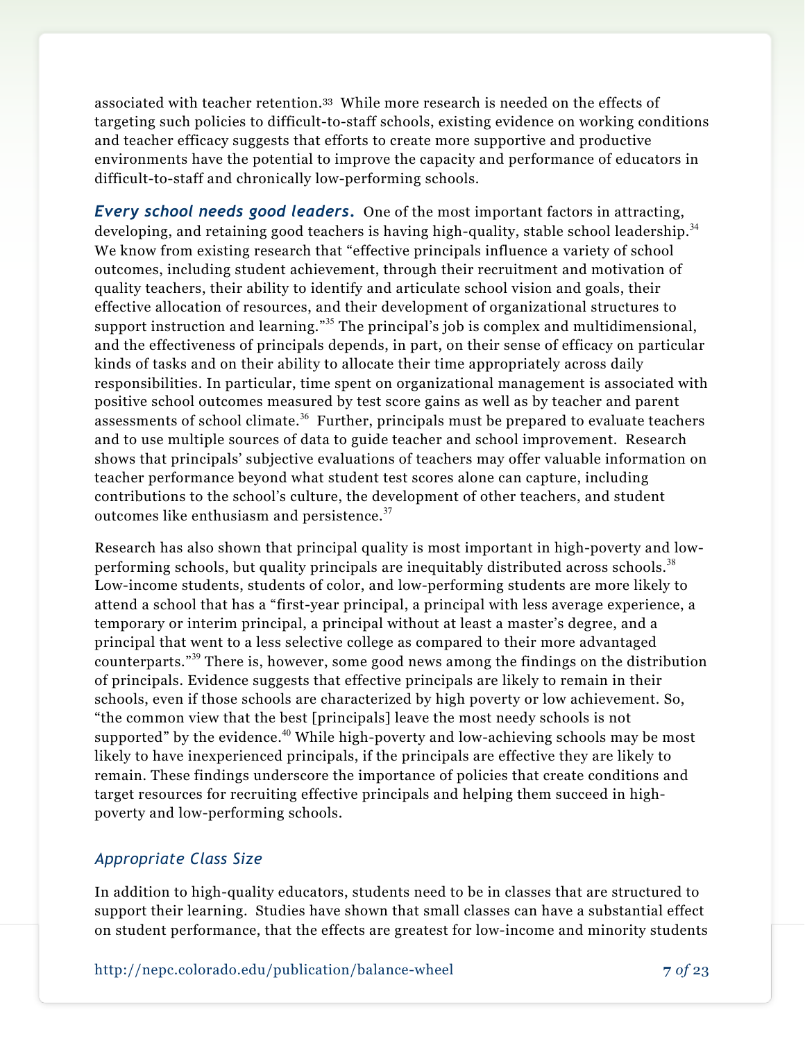associated with teacher retention.[33] While more research is needed on the effects of targeting such policies to difficult-to-staff schools, existing evidence on working conditions and teacher efficacy suggests that efforts to create more supportive and productive environments have the potential to improve the capacity and performance of educators in difficult-to-staff and chronically low-performing schools.

***Every school needs good leaders.*** One of the most important factors in attracting, developing, and retaining good teachers is having high-quality, stable school leadership.[34] We know from existing research that "effective principals influence a variety of school outcomes, including student achievement, through their recruitment and motivation of quality teachers, their ability to identify and articulate school vision and goals, their effective allocation of resources, and their development of organizational structures to support instruction and learning."[35] The principal's job is complex and multidimensional, and the effectiveness of principals depends, in part, on their sense of efficacy on particular kinds of tasks and on their ability to allocate their time appropriately across daily responsibilities. In particular, time spent on organizational management is associated with positive school outcomes measured by test score gains as well as by teacher and parent assessments of school climate.[36] Further, principals must be prepared to evaluate teachers and to use multiple sources of data to guide teacher and school improvement. Research shows that principals' subjective evaluations of teachers may offer valuable information on teacher performance beyond what student test scores alone can capture, including contributions to the school's culture, the development of other teachers, and student outcomes like enthusiasm and persistence.[37]

Research has also shown that principal quality is most important in high-poverty and low-performing schools, but quality principals are inequitably distributed across schools.[38] Low-income students, students of color, and low-performing students are more likely to attend a school that has a "first-year principal, a principal with less average experience, a temporary or interim principal, a principal without at least a master's degree, and a principal that went to a less selective college as compared to their more advantaged counterparts."[39] There is, however, some good news among the findings on the distribution of principals. Evidence suggests that effective principals are likely to remain in their schools, even if those schools are characterized by high poverty or low achievement. So, "the common view that the best [principals] leave the most needy schools is not supported" by the evidence.[40] While high-poverty and low-achieving schools may be most likely to have inexperienced principals, if the principals are effective they are likely to remain. These findings underscore the importance of policies that create conditions and target resources for recruiting effective principals and helping them succeed in high-poverty and low-performing schools.

### *Appropriate Class Size*

In addition to high-quality educators, students need to be in classes that are structured to support their learning. Studies have shown that small classes can have a substantial effect on student performance, that the effects are greatest for low-income and minority students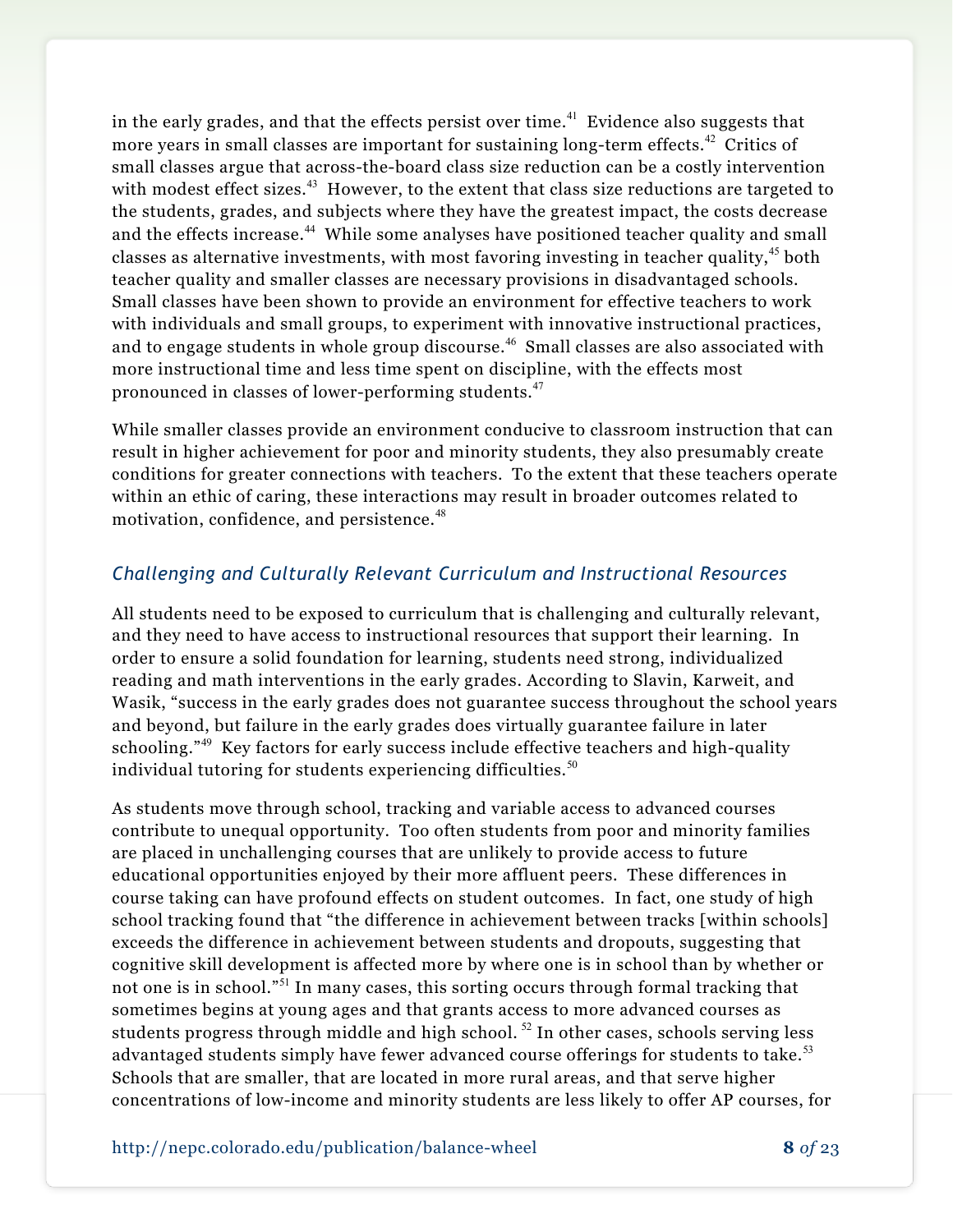in the early grades, and that the effects persist over time.[41] Evidence also suggests that more years in small classes are important for sustaining long-term effects.[42] Critics of small classes argue that across-the-board class size reduction can be a costly intervention with modest effect sizes.[43] However, to the extent that class size reductions are targeted to the students, grades, and subjects where they have the greatest impact, the costs decrease and the effects increase.[44] While some analyses have positioned teacher quality and small classes as alternative investments, with most favoring investing in teacher quality,[45] both teacher quality and smaller classes are necessary provisions in disadvantaged schools. Small classes have been shown to provide an environment for effective teachers to work with individuals and small groups, to experiment with innovative instructional practices, and to engage students in whole group discourse.[46] Small classes are also associated with more instructional time and less time spent on discipline, with the effects most pronounced in classes of lower-performing students.[47]

While smaller classes provide an environment conducive to classroom instruction that can result in higher achievement for poor and minority students, they also presumably create conditions for greater connections with teachers. To the extent that these teachers operate within an ethic of caring, these interactions may result in broader outcomes related to motivation, confidence, and persistence.[48]

### *Challenging and Culturally Relevant Curriculum and Instructional Resources*

All students need to be exposed to curriculum that is challenging and culturally relevant, and they need to have access to instructional resources that support their learning. In order to ensure a solid foundation for learning, students need strong, individualized reading and math interventions in the early grades. According to Slavin, Karweit, and Wasik, "success in the early grades does not guarantee success throughout the school years and beyond, but failure in the early grades does virtually guarantee failure in later schooling."[49] Key factors for early success include effective teachers and high-quality individual tutoring for students experiencing difficulties.[50]

As students move through school, tracking and variable access to advanced courses contribute to unequal opportunity. Too often students from poor and minority families are placed in unchallenging courses that are unlikely to provide access to future educational opportunities enjoyed by their more affluent peers. These differences in course taking can have profound effects on student outcomes. In fact, one study of high school tracking found that "the difference in achievement between tracks [within schools] exceeds the difference in achievement between students and dropouts, suggesting that cognitive skill development is affected more by where one is in school than by whether or not one is in school."[51] In many cases, this sorting occurs through formal tracking that sometimes begins at young ages and that grants access to more advanced courses as students progress through middle and high school.[52] In other cases, schools serving less advantaged students simply have fewer advanced course offerings for students to take.[53] Schools that are smaller, that are located in more rural areas, and that serve higher concentrations of low-income and minority students are less likely to offer AP courses, for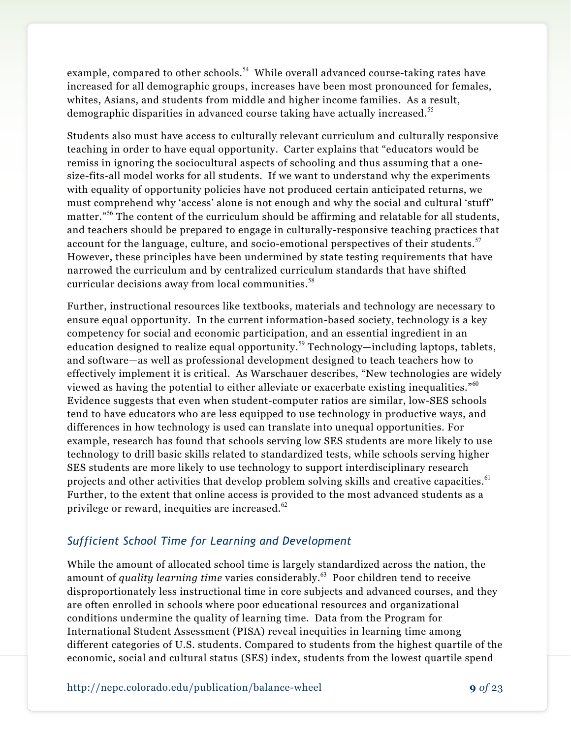example, compared to other schools.[54] While overall advanced course-taking rates have increased for all demographic groups, increases have been most pronounced for females, whites, Asians, and students from middle and higher income families. As a result, demographic disparities in advanced course taking have actually increased.[55]

Students also must have access to culturally relevant curriculum and culturally responsive teaching in order to have equal opportunity. Carter explains that "educators would be remiss in ignoring the sociocultural aspects of schooling and thus assuming that a one-size-fits-all model works for all students. If we want to understand why the experiments with equality of opportunity policies have not produced certain anticipated returns, we must comprehend why 'access' alone is not enough and why the social and cultural 'stuff" matter."[56] The content of the curriculum should be affirming and relatable for all students, and teachers should be prepared to engage in culturally-responsive teaching practices that account for the language, culture, and socio-emotional perspectives of their students.[57] However, these principles have been undermined by state testing requirements that have narrowed the curriculum and by centralized curriculum standards that have shifted curricular decisions away from local communities.[58]

Further, instructional resources like textbooks, materials and technology are necessary to ensure equal opportunity. In the current information-based society, technology is a key competency for social and economic participation, and an essential ingredient in an education designed to realize equal opportunity.[59] Technology—including laptops, tablets, and software—as well as professional development designed to teach teachers how to effectively implement it is critical. As Warschauer describes, "New technologies are widely viewed as having the potential to either alleviate or exacerbate existing inequalities."[60] Evidence suggests that even when student-computer ratios are similar, low-SES schools tend to have educators who are less equipped to use technology in productive ways, and differences in how technology is used can translate into unequal opportunities. For example, research has found that schools serving low SES students are more likely to use technology to drill basic skills related to standardized tests, while schools serving higher SES students are more likely to use technology to support interdisciplinary research projects and other activities that develop problem solving skills and creative capacities.[61] Further, to the extent that online access is provided to the most advanced students as a privilege or reward, inequities are increased.[62]

### *Sufficient School Time for Learning and Development*

While the amount of allocated school time is largely standardized across the nation, the amount of *quality learning time* varies considerably.[63] Poor children tend to receive disproportionately less instructional time in core subjects and advanced courses, and they are often enrolled in schools where poor educational resources and organizational conditions undermine the quality of learning time. Data from the Program for International Student Assessment (PISA) reveal inequities in learning time among different categories of U.S. students. Compared to students from the highest quartile of the economic, social and cultural status (SES) index, students from the lowest quartile spend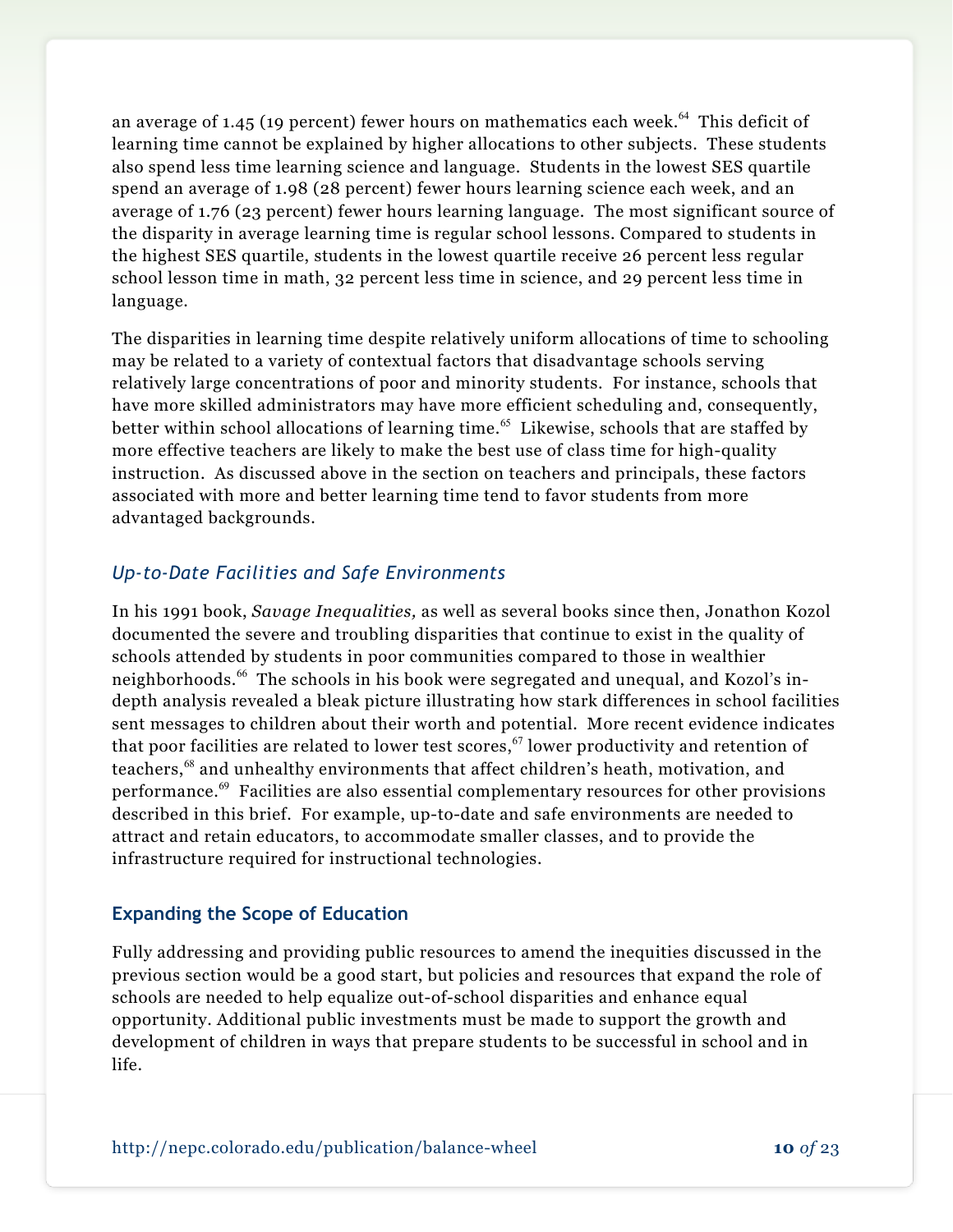an average of 1.45 (19 percent) fewer hours on mathematics each week.[64] This deficit of learning time cannot be explained by higher allocations to other subjects. These students also spend less time learning science and language. Students in the lowest SES quartile spend an average of 1.98 (28 percent) fewer hours learning science each week, and an average of 1.76 (23 percent) fewer hours learning language. The most significant source of the disparity in average learning time is regular school lessons. Compared to students in the highest SES quartile, students in the lowest quartile receive 26 percent less regular school lesson time in math, 32 percent less time in science, and 29 percent less time in language.

The disparities in learning time despite relatively uniform allocations of time to schooling may be related to a variety of contextual factors that disadvantage schools serving relatively large concentrations of poor and minority students. For instance, schools that have more skilled administrators may have more efficient scheduling and, consequently, better within school allocations of learning time.[65] Likewise, schools that are staffed by more effective teachers are likely to make the best use of class time for high-quality instruction. As discussed above in the section on teachers and principals, these factors associated with more and better learning time tend to favor students from more advantaged backgrounds.

### *Up-to-Date Facilities and Safe Environments*

In his 1991 book, *Savage Inequalities,* as well as several books since then, Jonathon Kozol documented the severe and troubling disparities that continue to exist in the quality of schools attended by students in poor communities compared to those in wealthier neighborhoods.[66] The schools in his book were segregated and unequal, and Kozol's in-depth analysis revealed a bleak picture illustrating how stark differences in school facilities sent messages to children about their worth and potential. More recent evidence indicates that poor facilities are related to lower test scores,[67] lower productivity and retention of teachers,[68] and unhealthy environments that affect children's heath, motivation, and performance.[69] Facilities are also essential complementary resources for other provisions described in this brief. For example, up-to-date and safe environments are needed to attract and retain educators, to accommodate smaller classes, and to provide the infrastructure required for instructional technologies.

## Expanding the Scope of Education

Fully addressing and providing public resources to amend the inequities discussed in the previous section would be a good start, but policies and resources that expand the role of schools are needed to help equalize out-of-school disparities and enhance equal opportunity. Additional public investments must be made to support the growth and development of children in ways that prepare students to be successful in school and in life.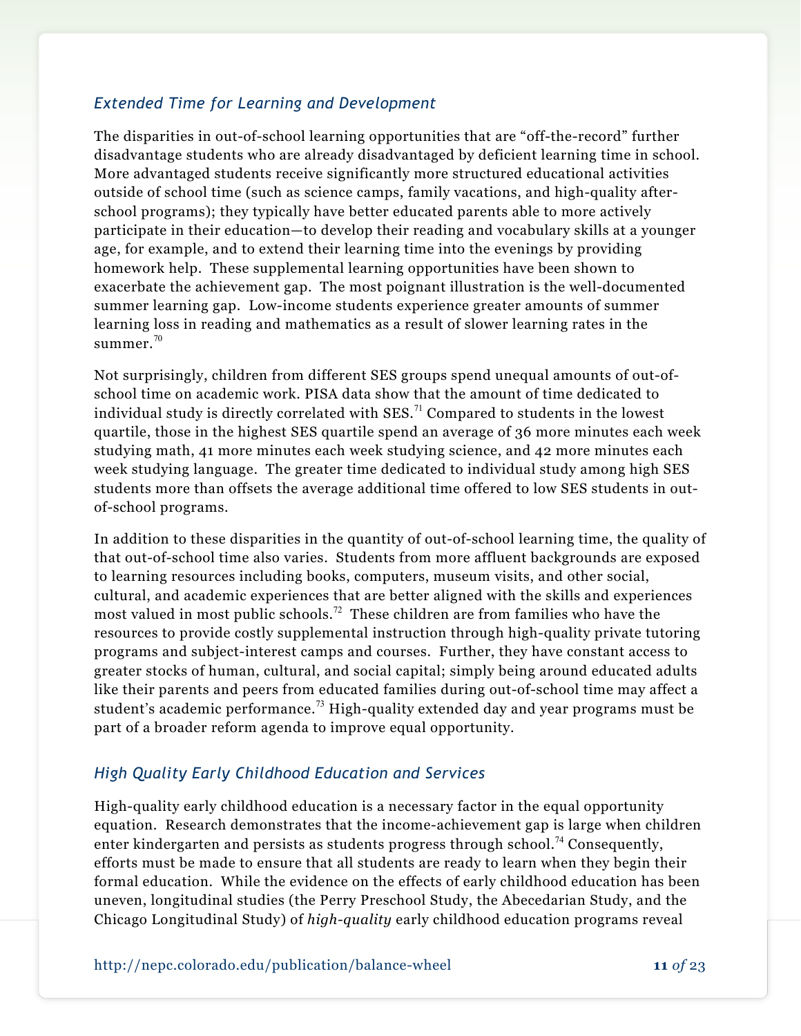### *Extended Time for Learning and Development*

The disparities in out-of-school learning opportunities that are "off-the-record" further disadvantage students who are already disadvantaged by deficient learning time in school. More advantaged students receive significantly more structured educational activities outside of school time (such as science camps, family vacations, and high-quality after-school programs); they typically have better educated parents able to more actively participate in their education—to develop their reading and vocabulary skills at a younger age, for example, and to extend their learning time into the evenings by providing homework help. These supplemental learning opportunities have been shown to exacerbate the achievement gap. The most poignant illustration is the well-documented summer learning gap. Low-income students experience greater amounts of summer learning loss in reading and mathematics as a result of slower learning rates in the summer.[70]

Not surprisingly, children from different SES groups spend unequal amounts of out-of-school time on academic work. PISA data show that the amount of time dedicated to individual study is directly correlated with SES.[71] Compared to students in the lowest quartile, those in the highest SES quartile spend an average of 36 more minutes each week studying math, 41 more minutes each week studying science, and 42 more minutes each week studying language. The greater time dedicated to individual study among high SES students more than offsets the average additional time offered to low SES students in out-of-school programs.

In addition to these disparities in the quantity of out-of-school learning time, the quality of that out-of-school time also varies. Students from more affluent backgrounds are exposed to learning resources including books, computers, museum visits, and other social, cultural, and academic experiences that are better aligned with the skills and experiences most valued in most public schools.[72] These children are from families who have the resources to provide costly supplemental instruction through high-quality private tutoring programs and subject-interest camps and courses. Further, they have constant access to greater stocks of human, cultural, and social capital; simply being around educated adults like their parents and peers from educated families during out-of-school time may affect a student's academic performance.[73] High-quality extended day and year programs must be part of a broader reform agenda to improve equal opportunity.

### *High Quality Early Childhood Education and Services*

High-quality early childhood education is a necessary factor in the equal opportunity equation. Research demonstrates that the income-achievement gap is large when children enter kindergarten and persists as students progress through school.[74] Consequently, efforts must be made to ensure that all students are ready to learn when they begin their formal education. While the evidence on the effects of early childhood education has been uneven, longitudinal studies (the Perry Preschool Study, the Abecedarian Study, and the Chicago Longitudinal Study) of *high-quality* early childhood education programs reveal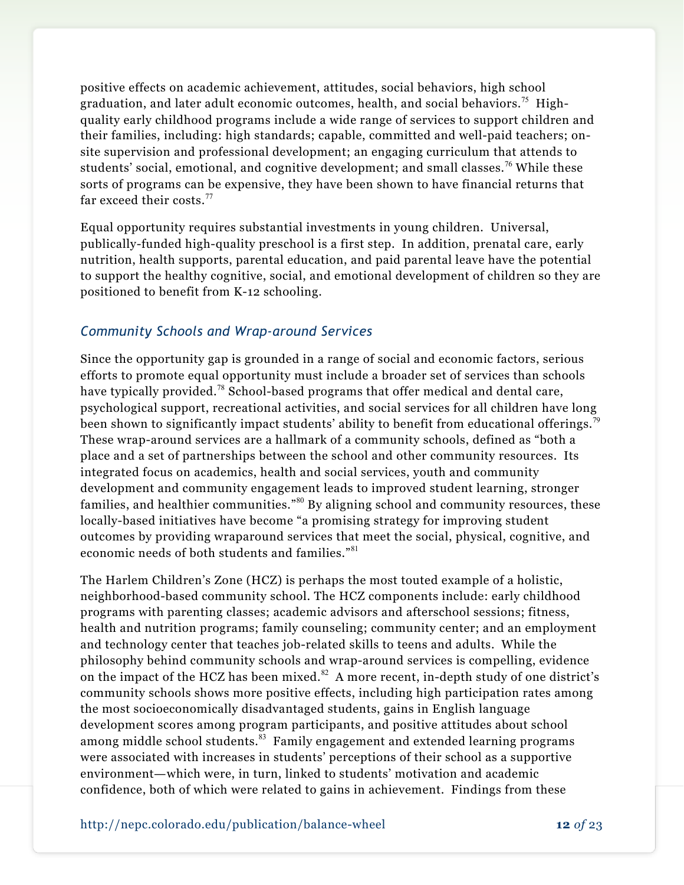positive effects on academic achievement, attitudes, social behaviors, high school graduation, and later adult economic outcomes, health, and social behaviors.[75] High-quality early childhood programs include a wide range of services to support children and their families, including: high standards; capable, committed and well-paid teachers; on-site supervision and professional development; an engaging curriculum that attends to students' social, emotional, and cognitive development; and small classes.[76] While these sorts of programs can be expensive, they have been shown to have financial returns that far exceed their costs.[77]

Equal opportunity requires substantial investments in young children. Universal, publically-funded high-quality preschool is a first step. In addition, prenatal care, early nutrition, health supports, parental education, and paid parental leave have the potential to support the healthy cognitive, social, and emotional development of children so they are positioned to benefit from K-12 schooling.

### *Community Schools and Wrap-around Services*

Since the opportunity gap is grounded in a range of social and economic factors, serious efforts to promote equal opportunity must include a broader set of services than schools have typically provided.[78] School-based programs that offer medical and dental care, psychological support, recreational activities, and social services for all children have long been shown to significantly impact students' ability to benefit from educational offerings.[79] These wrap-around services are a hallmark of a community schools, defined as "both a place and a set of partnerships between the school and other community resources. Its integrated focus on academics, health and social services, youth and community development and community engagement leads to improved student learning, stronger families, and healthier communities."[80] By aligning school and community resources, these locally-based initiatives have become "a promising strategy for improving student outcomes by providing wraparound services that meet the social, physical, cognitive, and economic needs of both students and families."[81]

The Harlem Children's Zone (HCZ) is perhaps the most touted example of a holistic, neighborhood-based community school. The HCZ components include: early childhood programs with parenting classes; academic advisors and afterschool sessions; fitness, health and nutrition programs; family counseling; community center; and an employment and technology center that teaches job-related skills to teens and adults. While the philosophy behind community schools and wrap-around services is compelling, evidence on the impact of the HCZ has been mixed.[82] A more recent, in-depth study of one district's community schools shows more positive effects, including high participation rates among the most socioeconomically disadvantaged students, gains in English language development scores among program participants, and positive attitudes about school among middle school students.[83] Family engagement and extended learning programs were associated with increases in students' perceptions of their school as a supportive environment—which were, in turn, linked to students' motivation and academic confidence, both of which were related to gains in achievement. Findings from these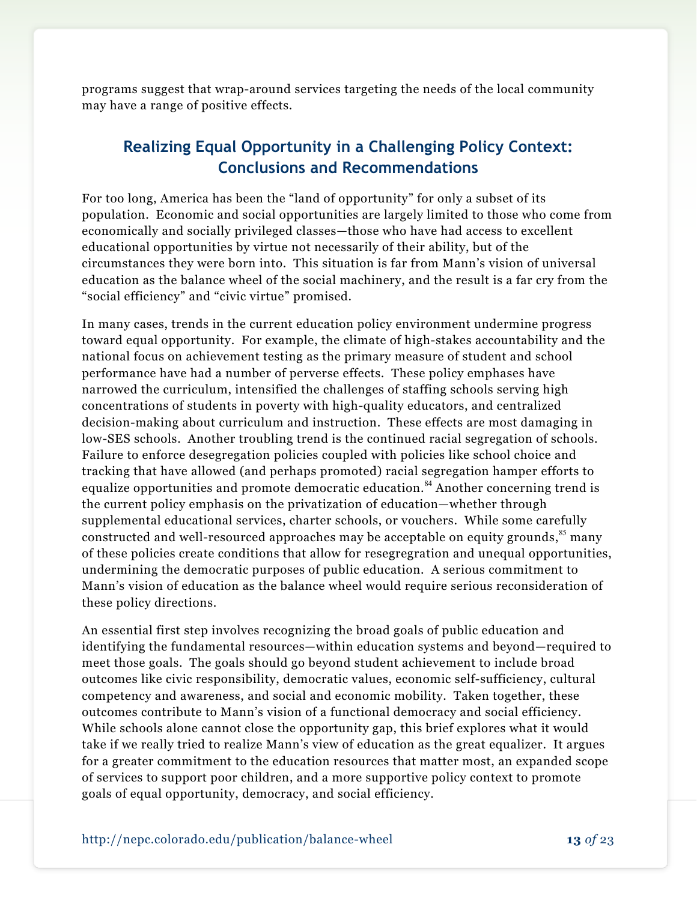programs suggest that wrap-around services targeting the needs of the local community may have a range of positive effects.

## Realizing Equal Opportunity in a Challenging Policy Context: Conclusions and Recommendations

For too long, America has been the “land of opportunity” for only a subset of its population. Economic and social opportunities are largely limited to those who come from economically and socially privileged classes—those who have had access to excellent educational opportunities by virtue not necessarily of their ability, but of the circumstances they were born into. This situation is far from Mann’s vision of universal education as the balance wheel of the social machinery, and the result is a far cry from the “social efficiency” and “civic virtue” promised.

In many cases, trends in the current education policy environment undermine progress toward equal opportunity. For example, the climate of high-stakes accountability and the national focus on achievement testing as the primary measure of student and school performance have had a number of perverse effects. These policy emphases have narrowed the curriculum, intensified the challenges of staffing schools serving high concentrations of students in poverty with high-quality educators, and centralized decision-making about curriculum and instruction. These effects are most damaging in low-SES schools. Another troubling trend is the continued racial segregation of schools. Failure to enforce desegregation policies coupled with policies like school choice and tracking that have allowed (and perhaps promoted) racial segregation hamper efforts to equalize opportunities and promote democratic education.[84] Another concerning trend is the current policy emphasis on the privatization of education—whether through supplemental educational services, charter schools, or vouchers. While some carefully constructed and well-resourced approaches may be acceptable on equity grounds,[85] many of these policies create conditions that allow for resegregration and unequal opportunities, undermining the democratic purposes of public education. A serious commitment to Mann’s vision of education as the balance wheel would require serious reconsideration of these policy directions.

An essential first step involves recognizing the broad goals of public education and identifying the fundamental resources—within education systems and beyond—required to meet those goals. The goals should go beyond student achievement to include broad outcomes like civic responsibility, democratic values, economic self-sufficiency, cultural competency and awareness, and social and economic mobility. Taken together, these outcomes contribute to Mann’s vision of a functional democracy and social efficiency. While schools alone cannot close the opportunity gap, this brief explores what it would take if we really tried to realize Mann’s view of education as the great equalizer. It argues for a greater commitment to the education resources that matter most, an expanded scope of services to support poor children, and a more supportive policy context to promote goals of equal opportunity, democracy, and social efficiency.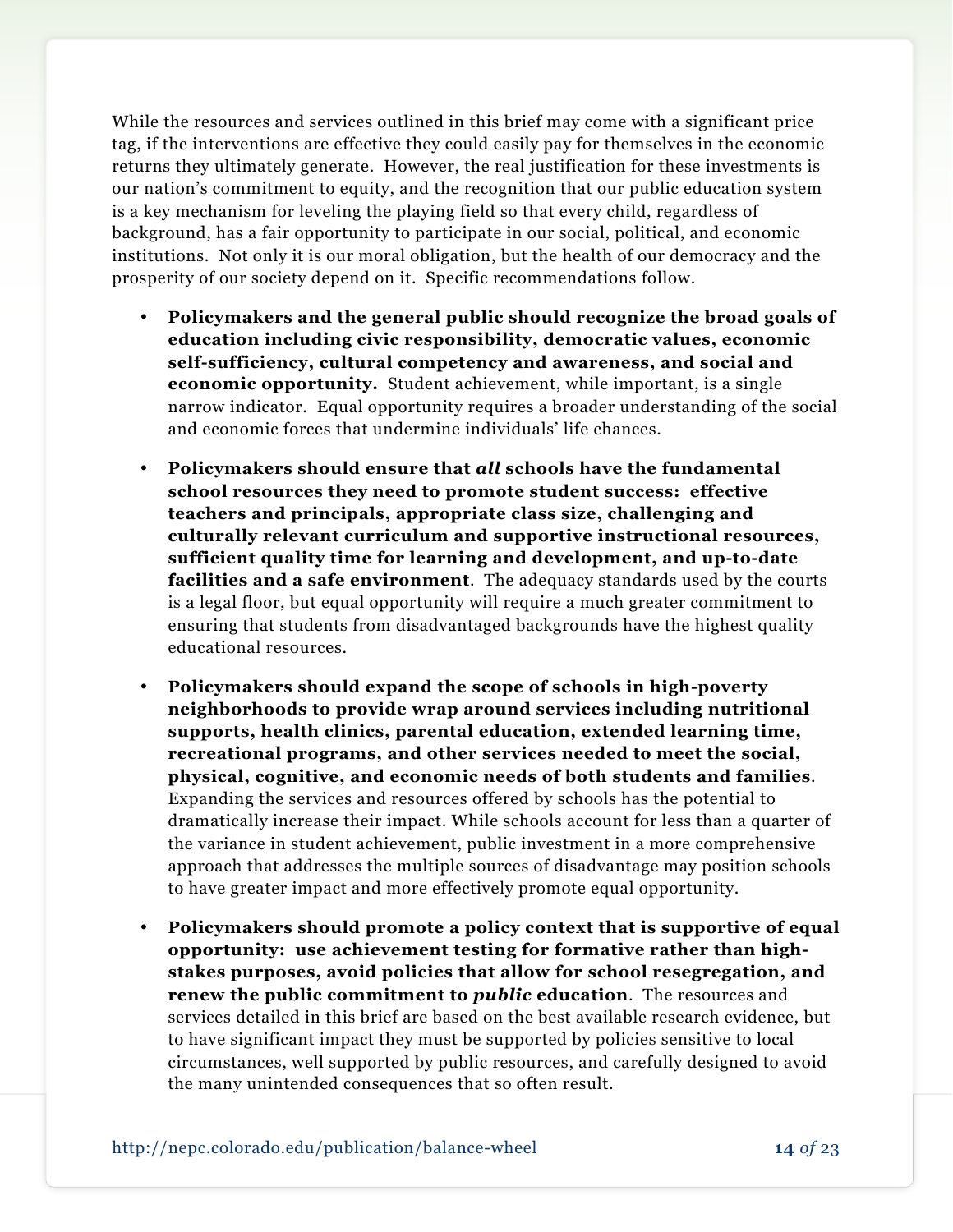While the resources and services outlined in this brief may come with a significant price tag, if the interventions are effective they could easily pay for themselves in the economic returns they ultimately generate. However, the real justification for these investments is our nation's commitment to equity, and the recognition that our public education system is a key mechanism for leveling the playing field so that every child, regardless of background, has a fair opportunity to participate in our social, political, and economic institutions. Not only it is our moral obligation, but the health of our democracy and the prosperity of our society depend on it. Specific recommendations follow.

- **Policymakers and the general public should recognize the broad goals of education including civic responsibility, democratic values, economic self-sufficiency, cultural competency and awareness, and social and economic opportunity.** Student achievement, while important, is a single narrow indicator. Equal opportunity requires a broader understanding of the social and economic forces that undermine individuals' life chances.

- **Policymakers should ensure that *all* schools have the fundamental school resources they need to promote student success: effective teachers and principals, appropriate class size, challenging and culturally relevant curriculum and supportive instructional resources, sufficient quality time for learning and development, and up-to-date facilities and a safe environment**. The adequacy standards used by the courts is a legal floor, but equal opportunity will require a much greater commitment to ensuring that students from disadvantaged backgrounds have the highest quality educational resources.

- **Policymakers should expand the scope of schools in high-poverty neighborhoods to provide wrap around services including nutritional supports, health clinics, parental education, extended learning time, recreational programs, and other services needed to meet the social, physical, cognitive, and economic needs of both students and families**. Expanding the services and resources offered by schools has the potential to dramatically increase their impact. While schools account for less than a quarter of the variance in student achievement, public investment in a more comprehensive approach that addresses the multiple sources of disadvantage may position schools to have greater impact and more effectively promote equal opportunity.

- **Policymakers should promote a policy context that is supportive of equal opportunity: use achievement testing for formative rather than high-stakes purposes, avoid policies that allow for school resegregation, and renew the public commitment to *public* education**. The resources and services detailed in this brief are based on the best available research evidence, but to have significant impact they must be supported by policies sensitive to local circumstances, well supported by public resources, and carefully designed to avoid the many unintended consequences that so often result.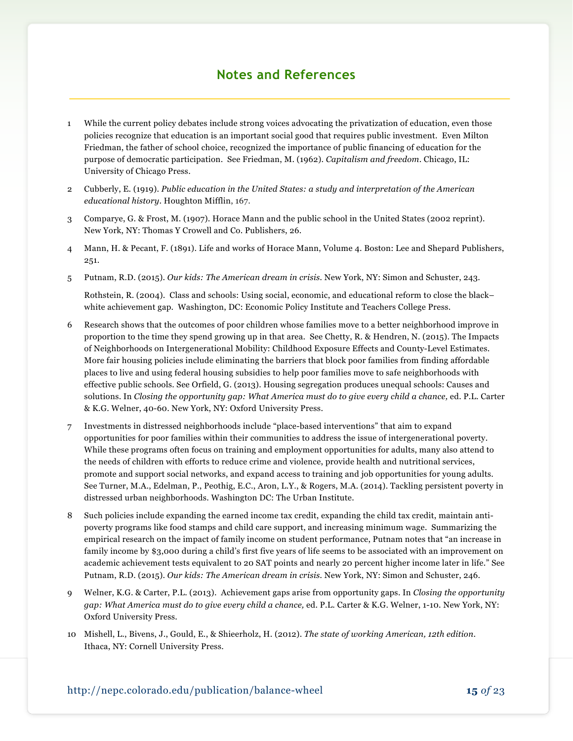## Notes and References

1 While the current policy debates include strong voices advocating the privatization of education, even those policies recognize that education is an important social good that requires public investment. Even Milton Friedman, the father of school choice, recognized the importance of public financing of education for the purpose of democratic participation. See Friedman, M. (1962). *Capitalism and freedom*. Chicago, IL: University of Chicago Press.

2 Cubberly, E. (1919). *Public education in the United States: a study and interpretation of the American educational history*. Houghton Mifflin, 167.

3 Comparye, G. & Frost, M. (1907). Horace Mann and the public school in the United States (2002 reprint). New York, NY: Thomas Y Crowell and Co. Publishers, 26.

4 Mann, H. & Pecant, F. (1891). Life and works of Horace Mann, Volume 4. Boston: Lee and Shepard Publishers, 251.

5 Putnam, R.D. (2015). *Our kids: The American dream in crisis*. New York, NY: Simon and Schuster, 243.

Rothstein, R. (2004). Class and schools: Using social, economic, and educational reform to close the black–white achievement gap. Washington, DC: Economic Policy Institute and Teachers College Press.

6 Research shows that the outcomes of poor children whose families move to a better neighborhood improve in proportion to the time they spend growing up in that area. See Chetty, R. & Hendren, N. (2015). The Impacts of Neighborhoods on Intergenerational Mobility: Childhood Exposure Effects and County-Level Estimates. More fair housing policies include eliminating the barriers that block poor families from finding affordable places to live and using federal housing subsidies to help poor families move to safe neighborhoods with effective public schools. See Orfield, G. (2013). Housing segregation produces unequal schools: Causes and solutions. In *Closing the opportunity gap: What America must do to give every child a chance,* ed. P.L. Carter & K.G. Welner, 40-60. New York, NY: Oxford University Press.

7 Investments in distressed neighborhoods include "place-based interventions" that aim to expand opportunities for poor families within their communities to address the issue of intergenerational poverty. While these programs often focus on training and employment opportunities for adults, many also attend to the needs of children with efforts to reduce crime and violence, provide health and nutritional services, promote and support social networks, and expand access to training and job opportunities for young adults. See Turner, M.A., Edelman, P., Peothig, E.C., Aron, L.Y., & Rogers, M.A. (2014). Tackling persistent poverty in distressed urban neighborhoods. Washington DC: The Urban Institute.

8 Such policies include expanding the earned income tax credit, expanding the child tax credit, maintain anti-poverty programs like food stamps and child care support, and increasing minimum wage. Summarizing the empirical research on the impact of family income on student performance, Putnam notes that "an increase in family income by $3,000 during a child's first five years of life seems to be associated with an improvement on academic achievement tests equivalent to 20 SAT points and nearly 20 percent higher income later in life." See Putnam, R.D. (2015). *Our kids: The American dream in crisis*. New York, NY: Simon and Schuster, 246.

9 Welner, K.G. & Carter, P.L. (2013). Achievement gaps arise from opportunity gaps. In *Closing the opportunity gap: What America must do to give every child a chance,* ed. P.L. Carter & K.G. Welner, 1-10. New York, NY: Oxford University Press.

10 Mishell, L., Bivens, J., Gould, E., & Shieerholz, H. (2012). *The state of working American, 12th edition*. Ithaca, NY: Cornell University Press.

http://nepc.colorado.edu/publication/balance-wheel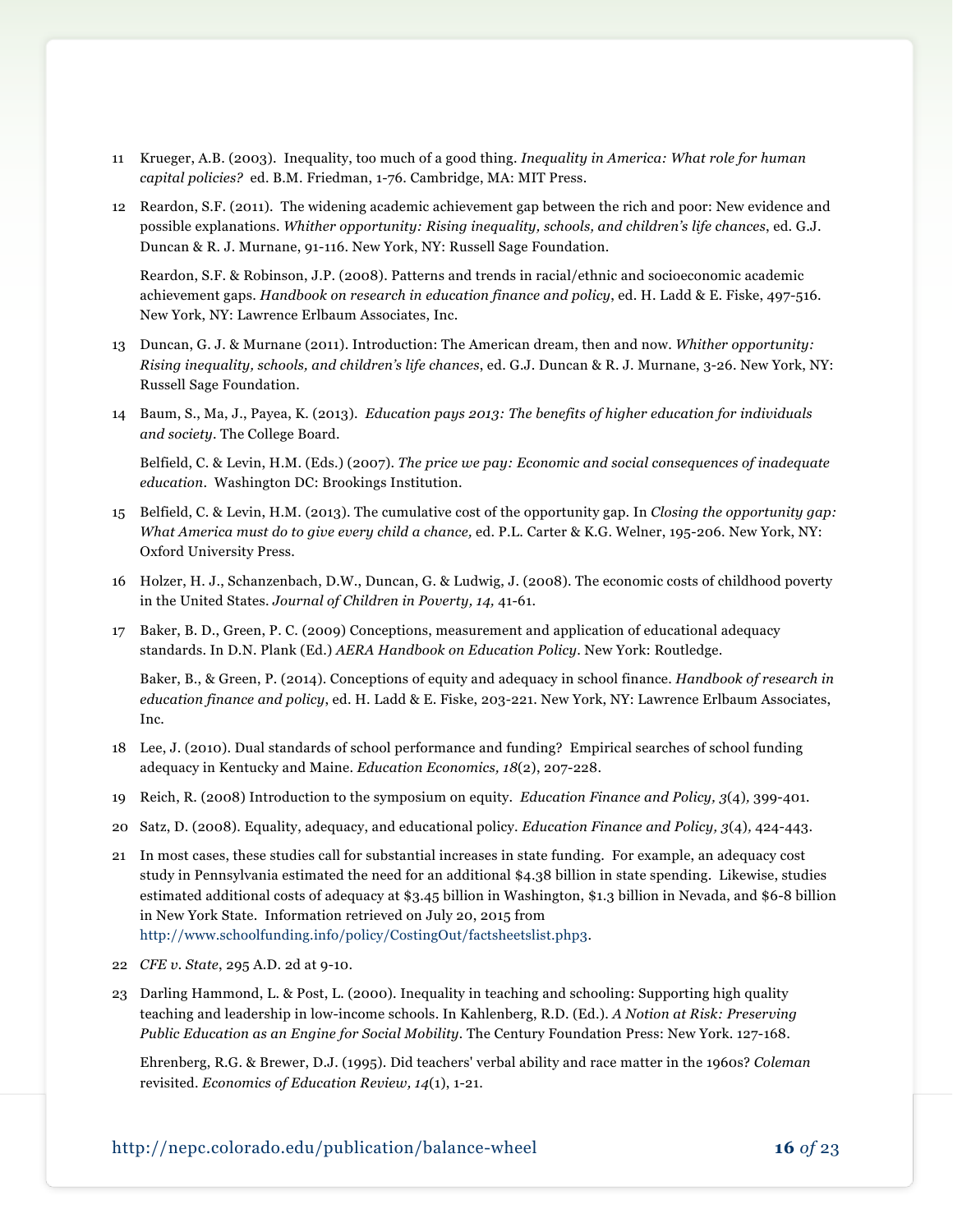11 Krueger, A.B. (2003). Inequality, too much of a good thing. *Inequality in America: What role for human capital policies?* ed. B.M. Friedman, 1-76. Cambridge, MA: MIT Press.

12 Reardon, S.F. (2011). The widening academic achievement gap between the rich and poor: New evidence and possible explanations. *Whither opportunity: Rising inequality, schools, and children's life chances*, ed. G.J. Duncan & R. J. Murnane, 91-116. New York, NY: Russell Sage Foundation.

Reardon, S.F. & Robinson, J.P. (2008). Patterns and trends in racial/ethnic and socioeconomic academic achievement gaps. *Handbook on research in education finance and policy*, ed. H. Ladd & E. Fiske, 497-516. New York, NY: Lawrence Erlbaum Associates, Inc.

13 Duncan, G. J. & Murnane (2011). Introduction: The American dream, then and now. *Whither opportunity: Rising inequality, schools, and children's life chances*, ed. G.J. Duncan & R. J. Murnane, 3-26. New York, NY: Russell Sage Foundation.

14 Baum, S., Ma, J., Payea, K. (2013). *Education pays 2013: The benefits of higher education for individuals and society*. The College Board.

Belfield, C. & Levin, H.M. (Eds.) (2007). *The price we pay: Economic and social consequences of inadequate education*. Washington DC: Brookings Institution.

15 Belfield, C. & Levin, H.M. (2013). The cumulative cost of the opportunity gap. In *Closing the opportunity gap: What America must do to give every child a chance,* ed. P.L. Carter & K.G. Welner, 195-206. New York, NY: Oxford University Press.

16 Holzer, H. J., Schanzenbach, D.W., Duncan, G. & Ludwig, J. (2008). The economic costs of childhood poverty in the United States. *Journal of Children in Poverty, 14,* 41-61.

17 Baker, B. D., Green, P. C. (2009) Conceptions, measurement and application of educational adequacy standards. In D.N. Plank (Ed.) *AERA Handbook on Education Policy*. New York: Routledge.

Baker, B., & Green, P. (2014). Conceptions of equity and adequacy in school finance. *Handbook of research in education finance and policy*, ed. H. Ladd & E. Fiske, 203-221. New York, NY: Lawrence Erlbaum Associates, Inc.

18 Lee, J. (2010). Dual standards of school performance and funding? Empirical searches of school funding adequacy in Kentucky and Maine. *Education Economics, 18*(2), 207-228.

19 Reich, R. (2008) Introduction to the symposium on equity. *Education Finance and Policy, 3*(4)*,* 399-401.

20 Satz, D. (2008). Equality, adequacy, and educational policy. *Education Finance and Policy, 3*(4)*,* 424-443.

21 In most cases, these studies call for substantial increases in state funding. For example, an adequacy cost study in Pennsylvania estimated the need for an additional $4.38 billion in state spending. Likewise, studies estimated additional costs of adequacy at $3.45 billion in Washington, $1.3 billion in Nevada, and $6-8 billion in New York State. Information retrieved on July 20, 2015 from http://www.schoolfunding.info/policy/CostingOut/factsheetslist.php3.

22 *CFE v. State*, 295 A.D. 2d at 9-10.

23 Darling Hammond, L. & Post, L. (2000). Inequality in teaching and schooling: Supporting high quality teaching and leadership in low-income schools. In Kahlenberg, R.D. (Ed.). *A Notion at Risk: Preserving Public Education as an Engine for Social Mobility*. The Century Foundation Press: New York. 127-168.

Ehrenberg, R.G. & Brewer, D.J. (1995). Did teachers' verbal ability and race matter in the 1960s? *Coleman* revisited. *Economics of Education Review, 14*(1), 1-21.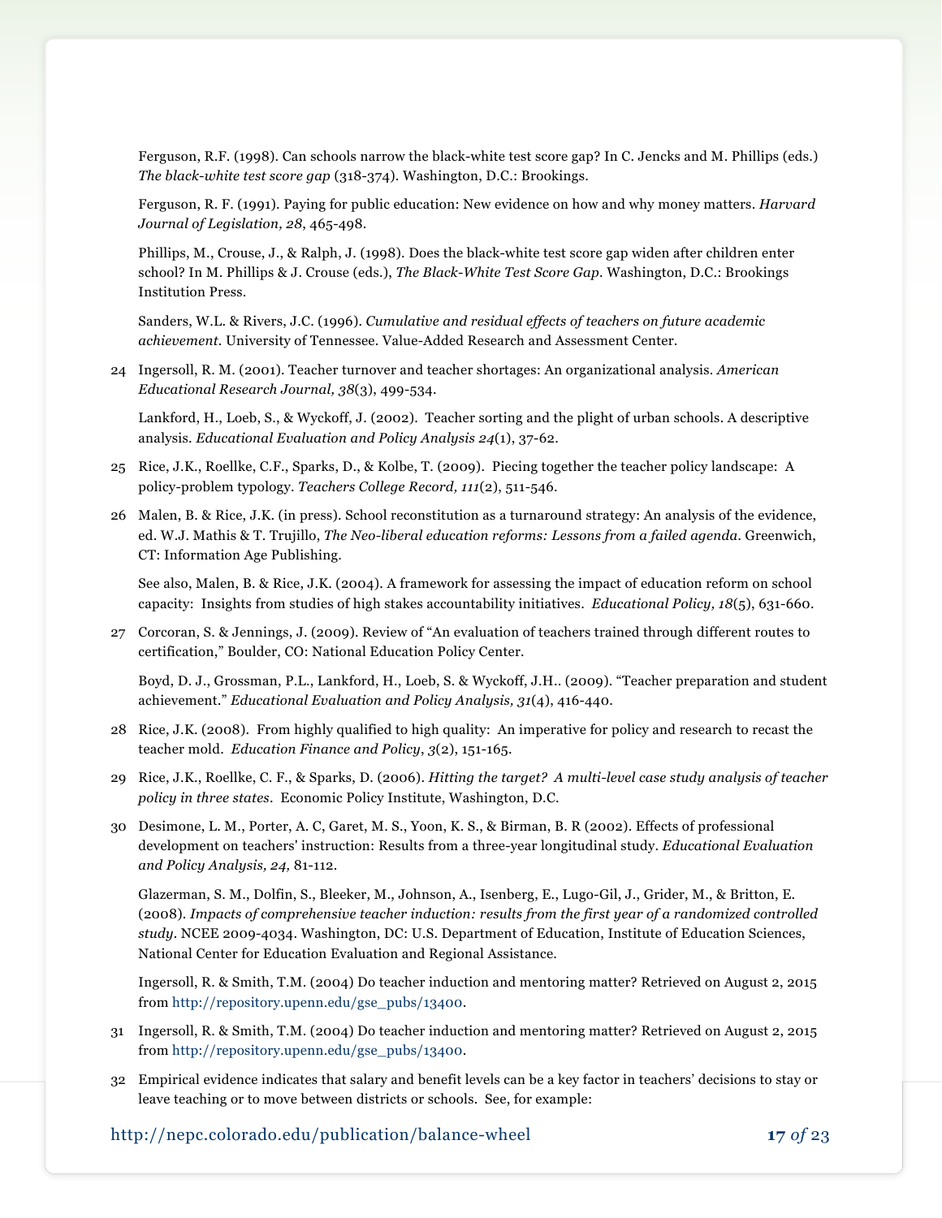Ferguson, R.F. (1998). Can schools narrow the black-white test score gap? In C. Jencks and M. Phillips (eds.) *The black-white test score gap* (318-374). Washington, D.C.: Brookings.

Ferguson, R. F. (1991). Paying for public education: New evidence on how and why money matters. *Harvard Journal of Legislation, 28*, 465-498.

Phillips, M., Crouse, J., & Ralph, J. (1998). Does the black-white test score gap widen after children enter school? In M. Phillips & J. Crouse (eds.), *The Black-White Test Score Gap*. Washington, D.C.: Brookings Institution Press.

Sanders, W.L. & Rivers, J.C. (1996). *Cumulative and residual effects of teachers on future academic achievement*. University of Tennessee. Value-Added Research and Assessment Center.

24 Ingersoll, R. M. (2001). Teacher turnover and teacher shortages: An organizational analysis. *American Educational Research Journal, 38*(3), 499-534.

Lankford, H., Loeb, S., & Wyckoff, J. (2002). Teacher sorting and the plight of urban schools. A descriptive analysis. *Educational Evaluation and Policy Analysis 24*(1), 37-62.

25 Rice, J.K., Roellke, C.F., Sparks, D., & Kolbe, T. (2009). Piecing together the teacher policy landscape: A policy-problem typology. *Teachers College Record, 111*(2), 511-546.

26 Malen, B. & Rice, J.K. (in press). School reconstitution as a turnaround strategy: An analysis of the evidence, ed. W.J. Mathis & T. Trujillo, *The Neo-liberal education reforms: Lessons from a failed agenda*. Greenwich, CT: Information Age Publishing.

See also, Malen, B. & Rice, J.K. (2004). A framework for assessing the impact of education reform on school capacity: Insights from studies of high stakes accountability initiatives. *Educational Policy, 18*(5), 631-660.

27 Corcoran, S. & Jennings, J. (2009). Review of "An evaluation of teachers trained through different routes to certification," Boulder, CO: National Education Policy Center.

Boyd, D. J., Grossman, P.L., Lankford, H., Loeb, S. & Wyckoff, J.H.. (2009). "Teacher preparation and student achievement." *Educational Evaluation and Policy Analysis, 31*(4), 416-440.

28 Rice, J.K. (2008). From highly qualified to high quality: An imperative for policy and research to recast the teacher mold. *Education Finance and Policy*, *3*(2), 151-165.

29 Rice, J.K., Roellke, C. F., & Sparks, D. (2006). *Hitting the target? A multi-level case study analysis of teacher policy in three states*. Economic Policy Institute, Washington, D.C.

30 Desimone, L. M., Porter, A. C, Garet, M. S., Yoon, K. S., & Birman, B. R (2002). Effects of professional development on teachers' instruction: Results from a three-year longitudinal study. *Educational Evaluation and Policy Analysis, 24,* 81-112.

Glazerman, S. M., Dolfin, S., Bleeker, M., Johnson, A., Isenberg, E., Lugo-Gil, J., Grider, M., & Britton, E. (2008). *Impacts of comprehensive teacher induction: results from the first year of a randomized controlled study*. NCEE 2009-4034. Washington, DC: U.S. Department of Education, Institute of Education Sciences, National Center for Education Evaluation and Regional Assistance.

Ingersoll, R. & Smith, T.M. (2004) Do teacher induction and mentoring matter? Retrieved on August 2, 2015 from http://repository.upenn.edu/gse_pubs/13400.

31 Ingersoll, R. & Smith, T.M. (2004) Do teacher induction and mentoring matter? Retrieved on August 2, 2015 from http://repository.upenn.edu/gse_pubs/13400.

32 Empirical evidence indicates that salary and benefit levels can be a key factor in teachers' decisions to stay or leave teaching or to move between districts or schools. See, for example: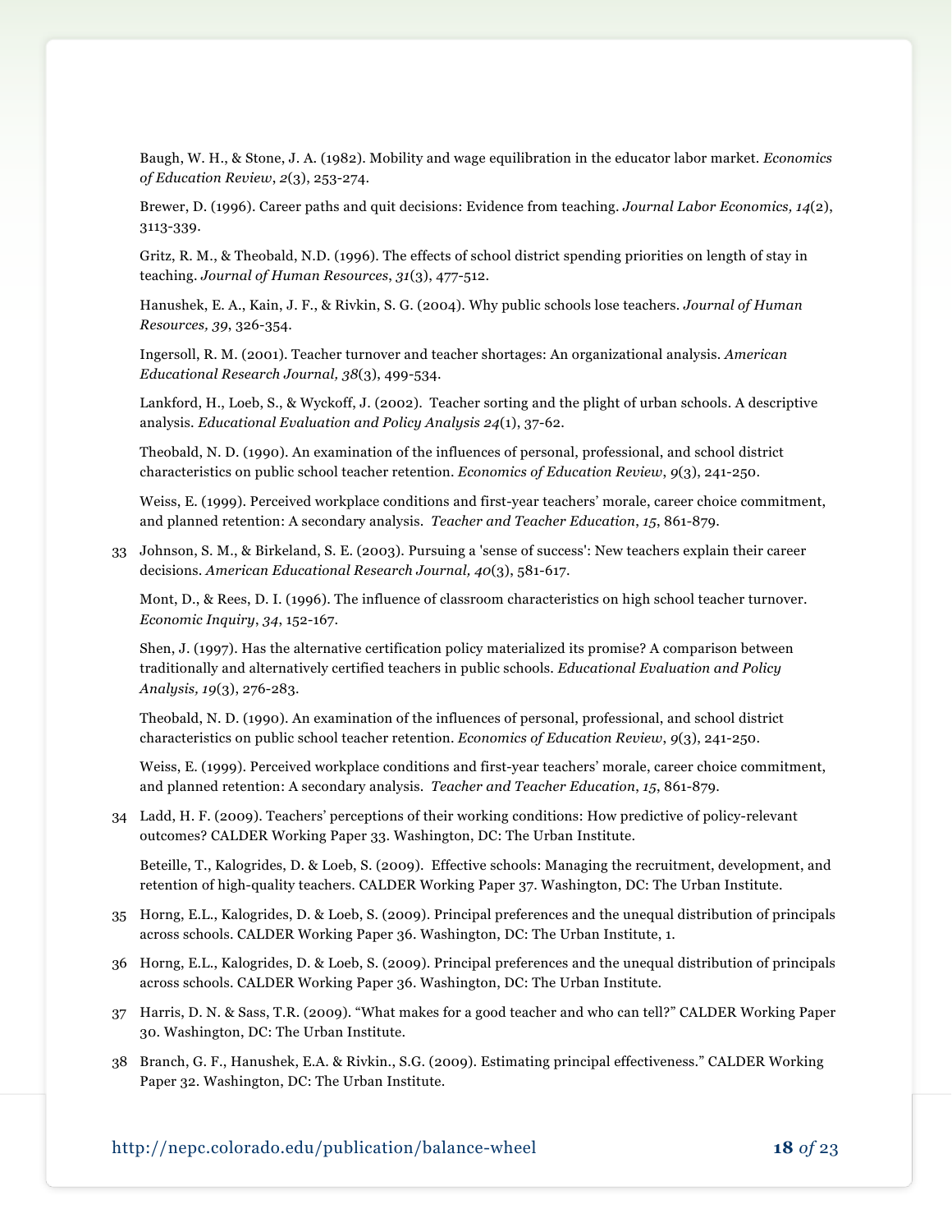Baugh, W. H., & Stone, J. A. (1982). Mobility and wage equilibration in the educator labor market. *Economics of Education Review*, *2*(3), 253-274.

Brewer, D. (1996). Career paths and quit decisions: Evidence from teaching. *Journal Labor Economics, 14*(2), 3113-339.

Gritz, R. M., & Theobald, N.D. (1996). The effects of school district spending priorities on length of stay in teaching. *Journal of Human Resources*, *31*(3), 477-512.

Hanushek, E. A., Kain, J. F., & Rivkin, S. G. (2004). Why public schools lose teachers. *Journal of Human Resources, 39*, 326-354.

Ingersoll, R. M. (2001). Teacher turnover and teacher shortages: An organizational analysis. *American Educational Research Journal, 38*(3), 499-534.

Lankford, H., Loeb, S., & Wyckoff, J. (2002). Teacher sorting and the plight of urban schools. A descriptive analysis. *Educational Evaluation and Policy Analysis 24*(1), 37-62.

Theobald, N. D. (1990). An examination of the influences of personal, professional, and school district characteristics on public school teacher retention. *Economics of Education Review*, *9*(3), 241-250.

Weiss, E. (1999). Perceived workplace conditions and first-year teachers' morale, career choice commitment, and planned retention: A secondary analysis. *Teacher and Teacher Education*, *15*, 861-879.

33 Johnson, S. M., & Birkeland, S. E. (2003). Pursuing a 'sense of success': New teachers explain their career decisions. *American Educational Research Journal, 40*(3), 581-617.

Mont, D., & Rees, D. I. (1996). The influence of classroom characteristics on high school teacher turnover. *Economic Inquiry*, *34*, 152-167.

Shen, J. (1997). Has the alternative certification policy materialized its promise? A comparison between traditionally and alternatively certified teachers in public schools. *Educational Evaluation and Policy Analysis, 19*(3), 276-283.

Theobald, N. D. (1990). An examination of the influences of personal, professional, and school district characteristics on public school teacher retention. *Economics of Education Review*, *9*(3), 241-250.

Weiss, E. (1999). Perceived workplace conditions and first-year teachers' morale, career choice commitment, and planned retention: A secondary analysis. *Teacher and Teacher Education*, *15*, 861-879.

34 Ladd, H. F. (2009). Teachers' perceptions of their working conditions: How predictive of policy-relevant outcomes? CALDER Working Paper 33. Washington, DC: The Urban Institute.

Beteille, T., Kalogrides, D. & Loeb, S. (2009). Effective schools: Managing the recruitment, development, and retention of high-quality teachers. CALDER Working Paper 37. Washington, DC: The Urban Institute.

35 Horng, E.L., Kalogrides, D. & Loeb, S. (2009). Principal preferences and the unequal distribution of principals across schools. CALDER Working Paper 36. Washington, DC: The Urban Institute, 1.

36 Horng, E.L., Kalogrides, D. & Loeb, S. (2009). Principal preferences and the unequal distribution of principals across schools. CALDER Working Paper 36. Washington, DC: The Urban Institute.

37 Harris, D. N. & Sass, T.R. (2009). "What makes for a good teacher and who can tell?" CALDER Working Paper 30. Washington, DC: The Urban Institute.

38 Branch, G. F., Hanushek, E.A. & Rivkin., S.G. (2009). Estimating principal effectiveness." CALDER Working Paper 32. Washington, DC: The Urban Institute.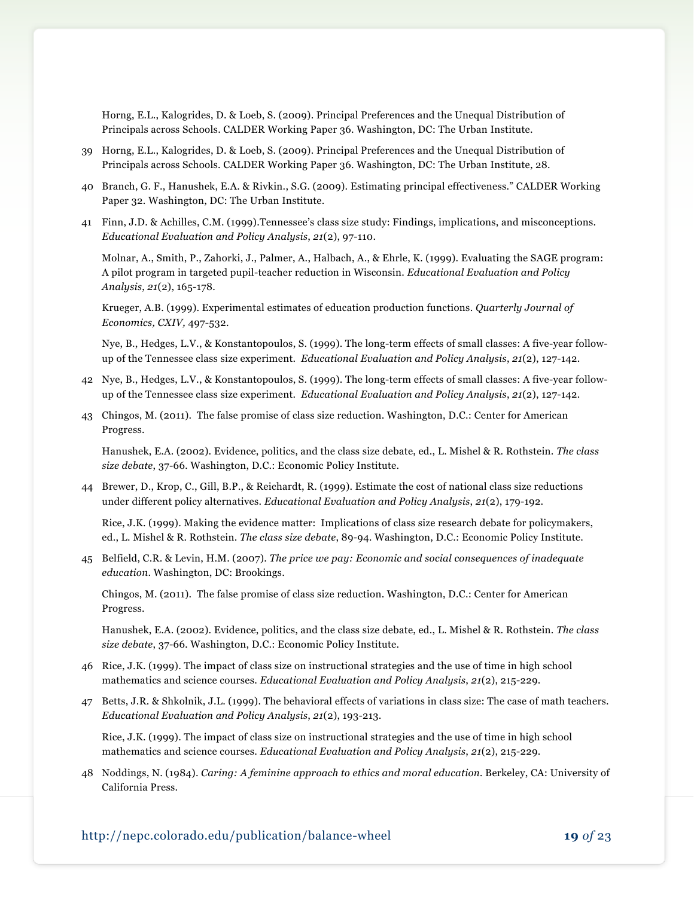Horng, E.L., Kalogrides, D. & Loeb, S. (2009). Principal Preferences and the Unequal Distribution of Principals across Schools. CALDER Working Paper 36. Washington, DC: The Urban Institute.

39 Horng, E.L., Kalogrides, D. & Loeb, S. (2009). Principal Preferences and the Unequal Distribution of Principals across Schools. CALDER Working Paper 36. Washington, DC: The Urban Institute, 28.

40 Branch, G. F., Hanushek, E.A. & Rivkin., S.G. (2009). Estimating principal effectiveness." CALDER Working Paper 32. Washington, DC: The Urban Institute.

41 Finn, J.D. & Achilles, C.M. (1999).Tennessee's class size study: Findings, implications, and misconceptions. *Educational Evaluation and Policy Analysis*, *21*(2), 97-110.

Molnar, A., Smith, P., Zahorki, J., Palmer, A., Halbach, A., & Ehrle, K. (1999). Evaluating the SAGE program: A pilot program in targeted pupil-teacher reduction in Wisconsin. *Educational Evaluation and Policy Analysis*, *21*(2), 165-178.

Krueger, A.B. (1999). Experimental estimates of education production functions. *Quarterly Journal of Economics, CXIV,* 497-532.

Nye, B., Hedges, L.V., & Konstantopoulos, S. (1999). The long-term effects of small classes: A five-year follow-up of the Tennessee class size experiment. *Educational Evaluation and Policy Analysis*, *21*(2), 127-142.

42 Nye, B., Hedges, L.V., & Konstantopoulos, S. (1999). The long-term effects of small classes: A five-year follow-up of the Tennessee class size experiment. *Educational Evaluation and Policy Analysis*, *21*(2), 127-142.

43 Chingos, M. (2011). The false promise of class size reduction. Washington, D.C.: Center for American Progress.

Hanushek, E.A. (2002). Evidence, politics, and the class size debate, ed., L. Mishel & R. Rothstein. *The class size debate*, 37-66. Washington, D.C.: Economic Policy Institute.

44 Brewer, D., Krop, C., Gill, B.P., & Reichardt, R. (1999). Estimate the cost of national class size reductions under different policy alternatives. *Educational Evaluation and Policy Analysis*, *21*(2), 179-192.

Rice, J.K. (1999). Making the evidence matter: Implications of class size research debate for policymakers, ed., L. Mishel & R. Rothstein. *The class size debate*, 89-94. Washington, D.C.: Economic Policy Institute.

45 Belfield, C.R. & Levin, H.M. (2007). *The price we pay: Economic and social consequences of inadequate education*. Washington, DC: Brookings.

Chingos, M. (2011). The false promise of class size reduction. Washington, D.C.: Center for American Progress.

Hanushek, E.A. (2002). Evidence, politics, and the class size debate, ed., L. Mishel & R. Rothstein. *The class size debate*, 37-66. Washington, D.C.: Economic Policy Institute.

46 Rice, J.K. (1999). The impact of class size on instructional strategies and the use of time in high school mathematics and science courses. *Educational Evaluation and Policy Analysis*, *21*(2), 215-229.

47 Betts, J.R. & Shkolnik, J.L. (1999). The behavioral effects of variations in class size: The case of math teachers. *Educational Evaluation and Policy Analysis*, *21*(2), 193-213.

Rice, J.K. (1999). The impact of class size on instructional strategies and the use of time in high school mathematics and science courses. *Educational Evaluation and Policy Analysis*, *21*(2), 215-229.

48 Noddings, N. (1984). *Caring: A feminine approach to ethics and moral education*. Berkeley, CA: University of California Press.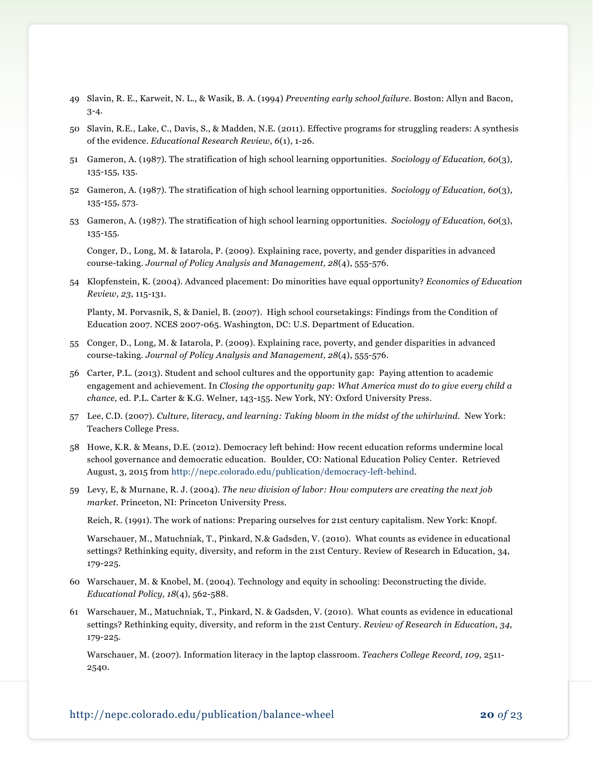49 Slavin, R. E., Karweit, N. L., & Wasik, B. A. (1994) *Preventing early school failure*. Boston: Allyn and Bacon, 3-4.

50 Slavin, R.E., Lake, C., Davis, S., & Madden, N.E. (2011). Effective programs for struggling readers: A synthesis of the evidence. *Educational Research Review, 6*(1), 1-26.

51 Gameron, A. (1987). The stratification of high school learning opportunities. *Sociology of Education, 60*(3), 135-155, 135.

52 Gameron, A. (1987). The stratification of high school learning opportunities. *Sociology of Education, 60*(3), 135-155, 573.

53 Gameron, A. (1987). The stratification of high school learning opportunities. *Sociology of Education, 60*(3), 135-155.

Conger, D., Long, M. & Iatarola, P. (2009). Explaining race, poverty, and gender disparities in advanced course-taking. *Journal of Policy Analysis and Management, 28*(4), 555-576.

54 Klopfenstein, K. (2004). Advanced placement: Do minorities have equal opportunity? *Economics of Education Review, 23*, 115-131.

Planty, M. Porvasnik, S, & Daniel, B. (2007). High school coursetakings: Findings from the Condition of Education 2007. NCES 2007-065. Washington, DC: U.S. Department of Education.

55 Conger, D., Long, M. & Iatarola, P. (2009). Explaining race, poverty, and gender disparities in advanced course-taking. *Journal of Policy Analysis and Management, 28*(4), 555-576.

56 Carter, P.L. (2013). Student and school cultures and the opportunity gap: Paying attention to academic engagement and achievement. In *Closing the opportunity gap: What America must do to give every child a chance,* ed. P.L. Carter & K.G. Welner, 143-155. New York, NY: Oxford University Press.

57 Lee, C.D. (2007). *Culture, literacy, and learning: Taking bloom in the midst of the whirlwind*. New York: Teachers College Press.

58 Howe, K.R. & Means, D.E. (2012). Democracy left behind: How recent education reforms undermine local school governance and democratic education. Boulder, CO: National Education Policy Center. Retrieved August, 3, 2015 from http://nepc.colorado.edu/publication/democracy-left-behind.

59 Levy, E, & Murnane, R. J. (2004). *The new division of labor: How computers are creating the next job market*. Princeton, NI: Princeton University Press.

Reich, R. (1991). The work of nations: Preparing ourselves for 21st century capitalism. New York: Knopf.

Warschauer, M., Matuchniak, T., Pinkard, N.& Gadsden, V. (2010). What counts as evidence in educational settings? Rethinking equity, diversity, and reform in the 21st Century. Review of Research in Education, 34, 179-225.

60 Warschauer, M. & Knobel, M. (2004). Technology and equity in schooling: Deconstructing the divide. *Educational Policy, 18*(4), 562-588.

61 Warschauer, M., Matuchniak, T., Pinkard, N. & Gadsden, V. (2010). What counts as evidence in educational settings? Rethinking equity, diversity, and reform in the 21st Century. *Review of Research in Education*, *34*, 179-225.

Warschauer, M. (2007). Information literacy in the laptop classroom. *Teachers College Record, 109*, 2511-2540.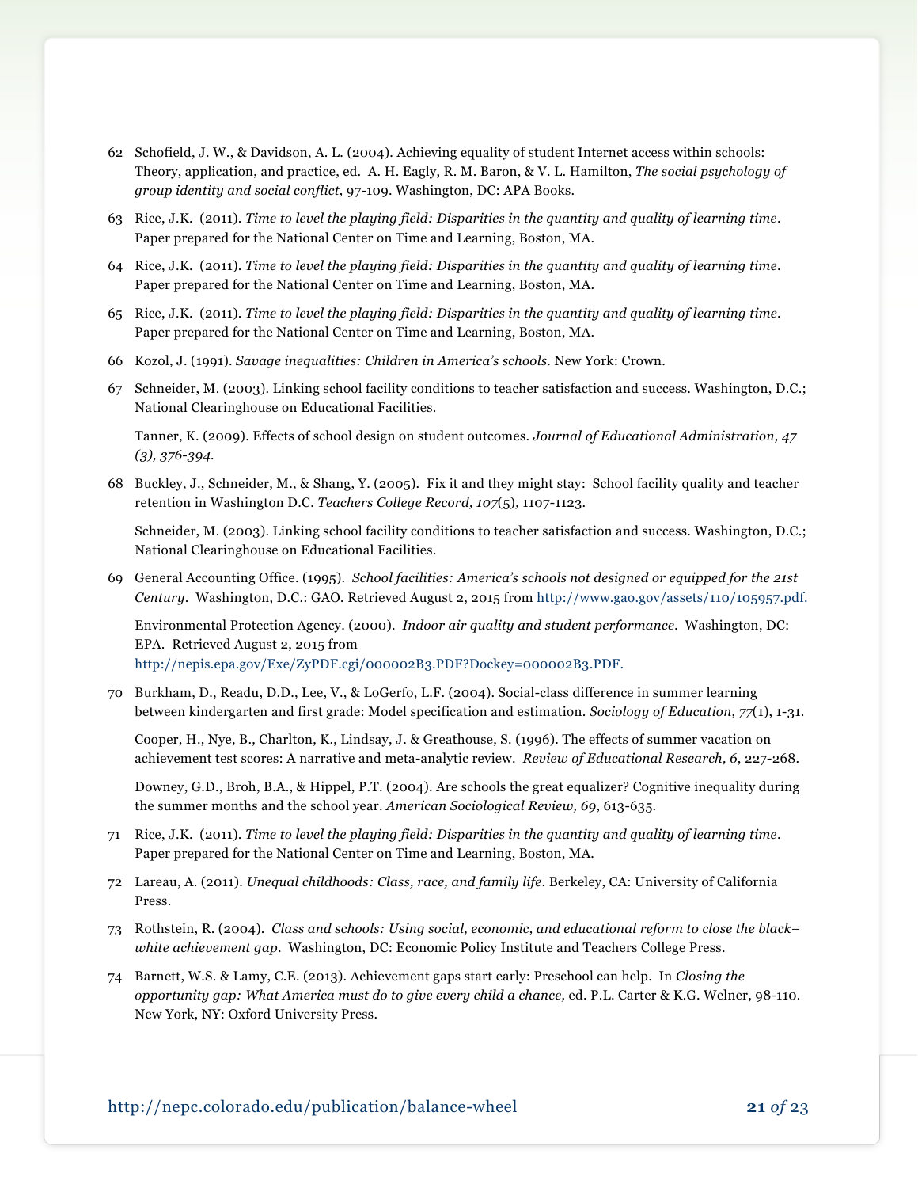62 Schofield, J. W., & Davidson, A. L. (2004). Achieving equality of student Internet access within schools: Theory, application, and practice, ed. A. H. Eagly, R. M. Baron, & V. L. Hamilton, *The social psychology of group identity and social conflict,* 97-109. Washington, DC: APA Books.

63 Rice, J.K. (2011). *Time to level the playing field: Disparities in the quantity and quality of learning time*. Paper prepared for the National Center on Time and Learning, Boston, MA.

64 Rice, J.K. (2011). *Time to level the playing field: Disparities in the quantity and quality of learning time*. Paper prepared for the National Center on Time and Learning, Boston, MA.

65 Rice, J.K. (2011). *Time to level the playing field: Disparities in the quantity and quality of learning time*. Paper prepared for the National Center on Time and Learning, Boston, MA.

66 Kozol, J. (1991). *Savage inequalities: Children in America's schools*. New York: Crown.

67 Schneider, M. (2003). Linking school facility conditions to teacher satisfaction and success. Washington, D.C.; National Clearinghouse on Educational Facilities.

Tanner, K. (2009). Effects of school design on student outcomes. *Journal of Educational Administration, 47 (3), 376-394.*

68 Buckley, J., Schneider, M., & Shang, Y. (2005). Fix it and they might stay: School facility quality and teacher retention in Washington D.C. *Teachers College Record, 107*(5)*,* 1107-1123.

Schneider, M. (2003). Linking school facility conditions to teacher satisfaction and success. Washington, D.C.; National Clearinghouse on Educational Facilities.

69 General Accounting Office. (1995). *School facilities: America's schools not designed or equipped for the 21st Century*. Washington, D.C.: GAO. Retrieved August 2, 2015 from http://www.gao.gov/assets/110/105957.pdf.

Environmental Protection Agency. (2000). *Indoor air quality and student performance*. Washington, DC: EPA. Retrieved August 2, 2015 from http://nepis.epa.gov/Exe/ZyPDF.cgi/000002B3.PDF?Dockey=000002B3.PDF.

70 Burkham, D., Readu, D.D., Lee, V., & LoGerfo, L.F. (2004). Social-class difference in summer learning between kindergarten and first grade: Model specification and estimation. *Sociology of Education, 77*(1), 1-31.

Cooper, H., Nye, B., Charlton, K., Lindsay, J. & Greathouse, S. (1996). The effects of summer vacation on achievement test scores: A narrative and meta-analytic review. *Review of Educational Research, 6*, 227-268.

Downey, G.D., Broh, B.A., & Hippel, P.T. (2004). Are schools the great equalizer? Cognitive inequality during the summer months and the school year. *American Sociological Review, 69*, 613-635.

71 Rice, J.K. (2011). *Time to level the playing field: Disparities in the quantity and quality of learning time*. Paper prepared for the National Center on Time and Learning, Boston, MA.

72 Lareau, A. (2011). *Unequal childhoods: Class, race, and family life*. Berkeley, CA: University of California Press.

73 Rothstein, R. (2004). *Class and schools: Using social, economic, and educational reform to close the black–white achievement gap*. Washington, DC: Economic Policy Institute and Teachers College Press.

74 Barnett, W.S. & Lamy, C.E. (2013). Achievement gaps start early: Preschool can help. In *Closing the opportunity gap: What America must do to give every child a chance,* ed. P.L. Carter & K.G. Welner, 98-110. New York, NY: Oxford University Press.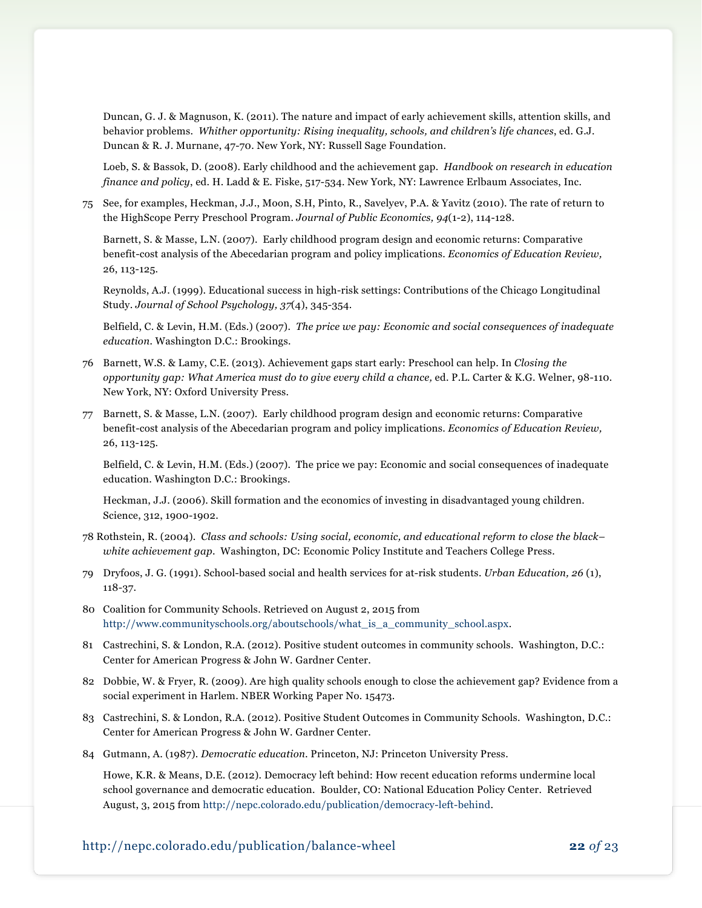Duncan, G. J. & Magnuson, K. (2011). The nature and impact of early achievement skills, attention skills, and behavior problems. *Whither opportunity: Rising inequality, schools, and children's life chances*, ed. G.J. Duncan & R. J. Murnane, 47-70. New York, NY: Russell Sage Foundation.

Loeb, S. & Bassok, D. (2008). Early childhood and the achievement gap. *Handbook on research in education finance and policy*, ed. H. Ladd & E. Fiske, 517-534. New York, NY: Lawrence Erlbaum Associates, Inc.

75 See, for examples, Heckman, J.J., Moon, S.H, Pinto, R., Savelyev, P.A. & Yavitz (2010). The rate of return to the HighScope Perry Preschool Program. *Journal of Public Economics, 94*(1-2), 114-128.

Barnett, S. & Masse, L.N. (2007). Early childhood program design and economic returns: Comparative benefit-cost analysis of the Abecedarian program and policy implications. *Economics of Education Review,* 26, 113-125.

Reynolds, A.J. (1999). Educational success in high-risk settings: Contributions of the Chicago Longitudinal Study. *Journal of School Psychology, 37*(4), 345-354.

Belfield, C. & Levin, H.M. (Eds.) (2007). *The price we pay: Economic and social consequences of inadequate education*. Washington D.C.: Brookings.

76 Barnett, W.S. & Lamy, C.E. (2013). Achievement gaps start early: Preschool can help. In *Closing the opportunity gap: What America must do to give every child a chance,* ed. P.L. Carter & K.G. Welner, 98-110. New York, NY: Oxford University Press.

77 Barnett, S. & Masse, L.N. (2007). Early childhood program design and economic returns: Comparative benefit-cost analysis of the Abecedarian program and policy implications. *Economics of Education Review,* 26, 113-125.

Belfield, C. & Levin, H.M. (Eds.) (2007). The price we pay: Economic and social consequences of inadequate education. Washington D.C.: Brookings.

Heckman, J.J. (2006). Skill formation and the economics of investing in disadvantaged young children. Science, 312, 1900-1902.

78 Rothstein, R. (2004). *Class and schools: Using social, economic, and educational reform to close the black–white achievement gap*. Washington, DC: Economic Policy Institute and Teachers College Press.

79 Dryfoos, J. G. (1991). School-based social and health services for at-risk students. *Urban Education, 26* (1), 118-37.

80 Coalition for Community Schools. Retrieved on August 2, 2015 from http://www.communityschools.org/aboutschools/what_is_a_community_school.aspx.

81 Castrechini, S. & London, R.A. (2012). Positive student outcomes in community schools. Washington, D.C.: Center for American Progress & John W. Gardner Center.

82 Dobbie, W. & Fryer, R. (2009). Are high quality schools enough to close the achievement gap? Evidence from a social experiment in Harlem. NBER Working Paper No. 15473.

83 Castrechini, S. & London, R.A. (2012). Positive Student Outcomes in Community Schools. Washington, D.C.: Center for American Progress & John W. Gardner Center.

84 Gutmann, A. (1987). *Democratic education.* Princeton, NJ: Princeton University Press.

Howe, K.R. & Means, D.E. (2012). Democracy left behind: How recent education reforms undermine local school governance and democratic education. Boulder, CO: National Education Policy Center. Retrieved August, 3, 2015 from http://nepc.colorado.edu/publication/democracy-left-behind.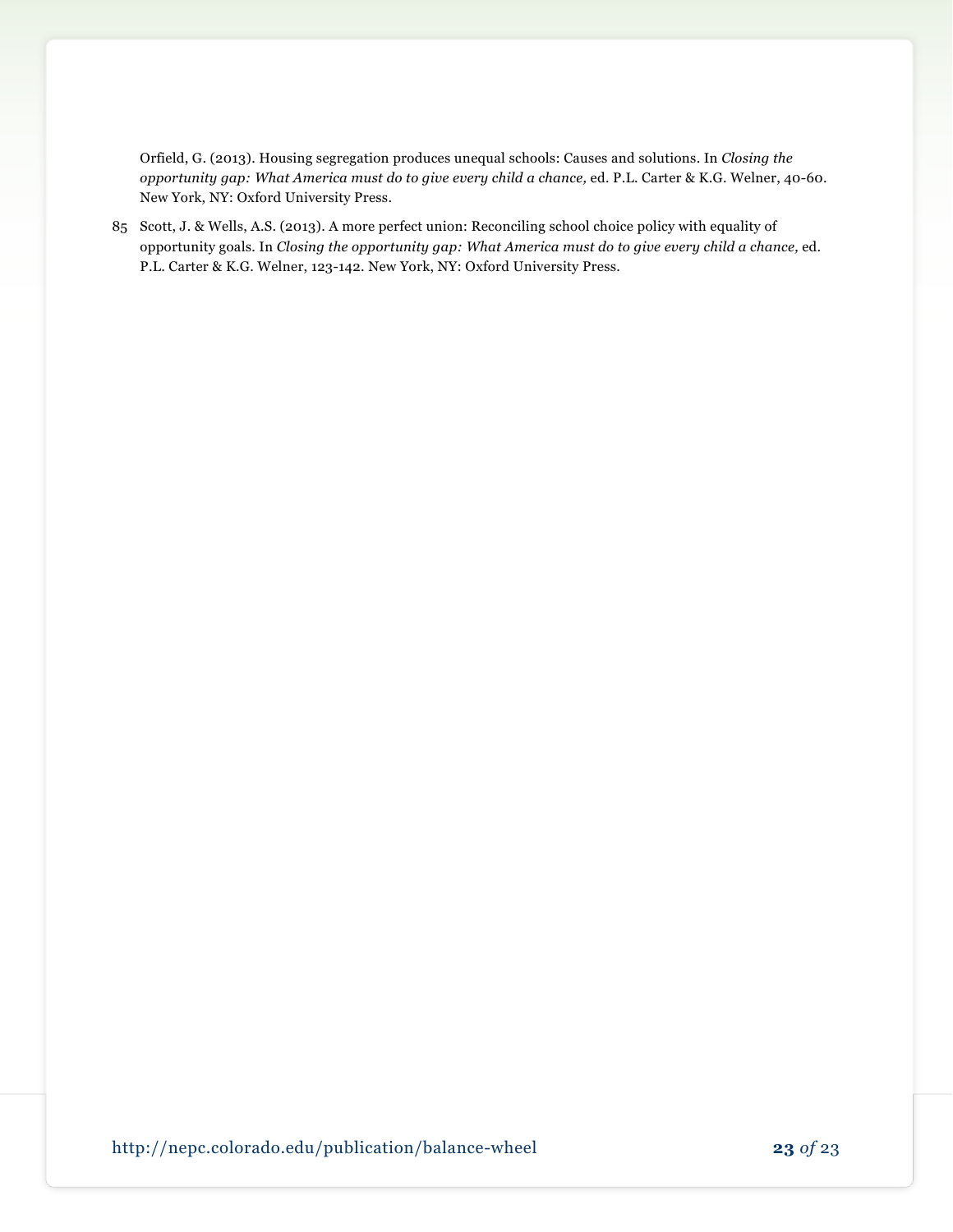Orfield, G. (2013). Housing segregation produces unequal schools: Causes and solutions. In *Closing the opportunity gap: What America must do to give every child a chance,* ed. P.L. Carter & K.G. Welner, 40-60. New York, NY: Oxford University Press.

85 Scott, J. & Wells, A.S. (2013). A more perfect union: Reconciling school choice policy with equality of opportunity goals. In *Closing the opportunity gap: What America must do to give every child a chance,* ed. P.L. Carter & K.G. Welner, 123-142. New York, NY: Oxford University Press.